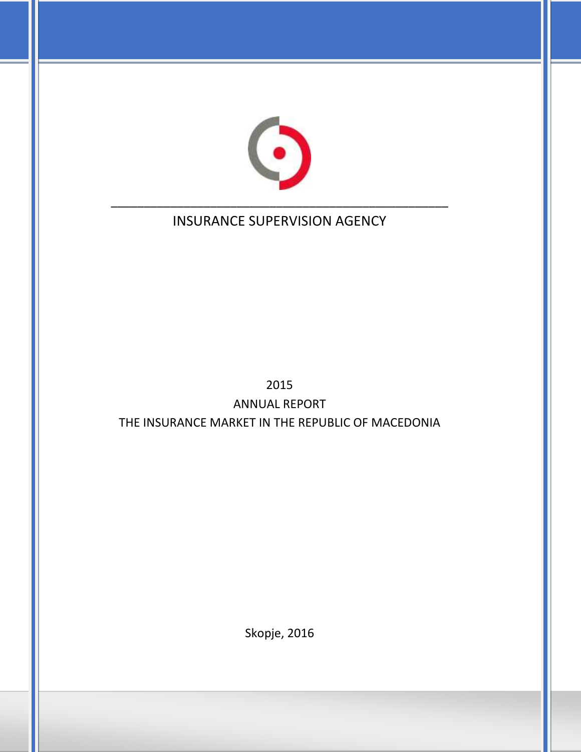INSURANCE SUPERVISION AGENCY

2015

# ANNUAL REPORT

# THE INSURANCE MARKET IN THE REPUBLIC OF MACEDONIA

Skopje, 2016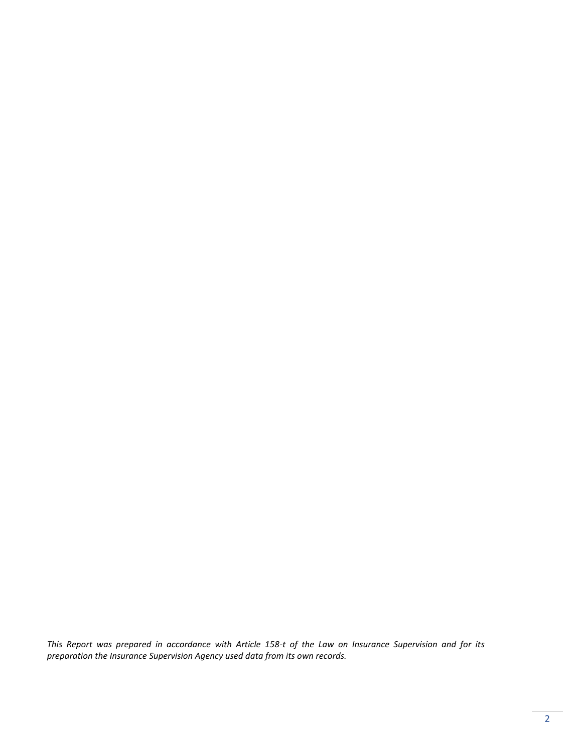*This Report was prepared in accordance with Article 158-t of the Law on Insurance Supervision and for its preparation the Insurance Supervision Agency used data from its own records.*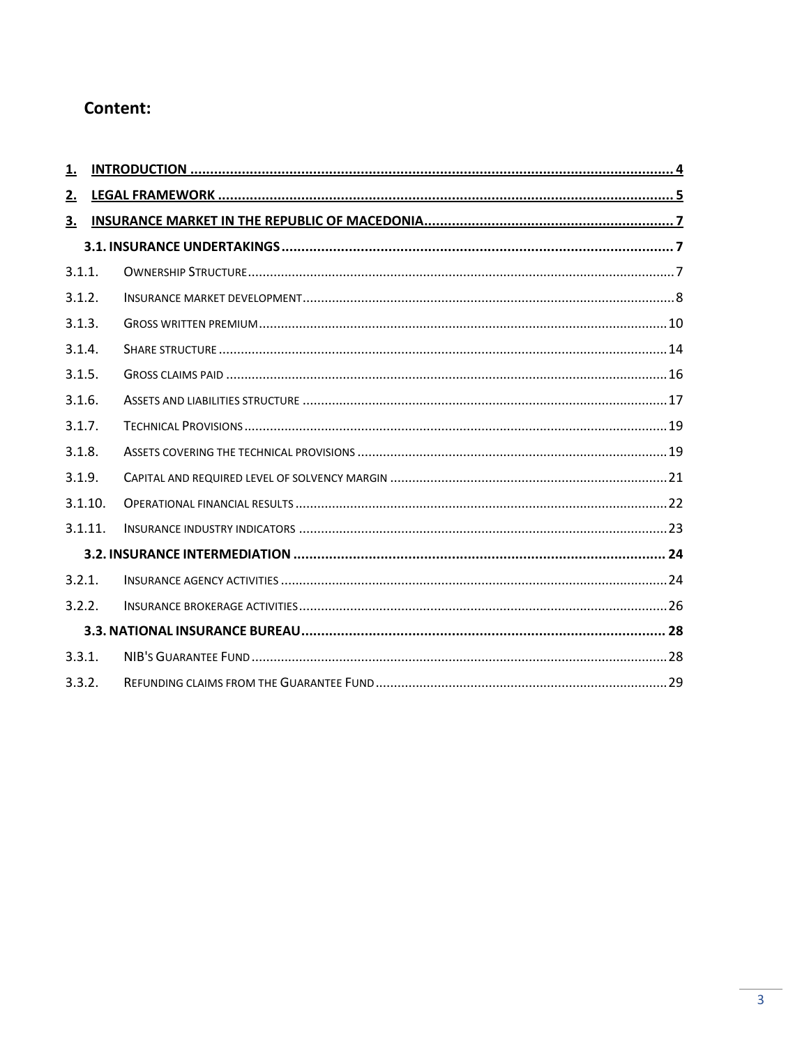## Content:

1. INTRODUCTION ........................................................................................................................ 4
2. LEGAL FRAMEWORK ................................................................................................................... 5
3. INSURANCE MARKET IN THE REPUBLIC OF MACEDONIA ......................................................... 7
   - 3.1. INSURANCE UNDERTAKINGS ............................................................................................ 7
     - 3.1.1. OWNERSHIP STRUCTURE ................................................................................................ 7
     - 3.1.2. INSURANCE MARKET DEVELOPMENT ................................................................................ 8
     - 3.1.3. GROSS WRITTEN PREMIUM ............................................................................................ 10
     - 3.1.4. SHARE STRUCTURE ....................................................................................................... 14
     - 3.1.5. GROSS CLAIMS PAID ..................................................................................................... 16
     - 3.1.6. ASSETS AND LIABILITIES STRUCTURE ............................................................................. 17
     - 3.1.7. TECHNICAL PROVISIONS ................................................................................................ 19
     - 3.1.8. ASSETS COVERING THE TECHNICAL PROVISIONS ............................................................. 19
     - 3.1.9. CAPITAL AND REQUIRED LEVEL OF SOLVENCY MARGIN .................................................... 21
     - 3.1.10. OPERATIONAL FINANCIAL RESULTS ............................................................................... 22
     - 3.1.11. INSURANCE INDUSTRY INDICATORS .............................................................................. 23
   - 3.2. INSURANCE INTERMEDIATION ......................................................................................... 24
     - 3.2.1. INSURANCE AGENCY ACTIVITIES .................................................................................... 24
     - 3.2.2. INSURANCE BROKERAGE ACTIVITIES .............................................................................. 26
   - 3.3. NATIONAL INSURANCE BUREAU ...................................................................................... 28
     - 3.3.1. NIB'S GUARANTEE FUND ............................................................................................... 28
     - 3.3.2. REFUNDING CLAIMS FROM THE GUARANTEE FUND ......................................................... 29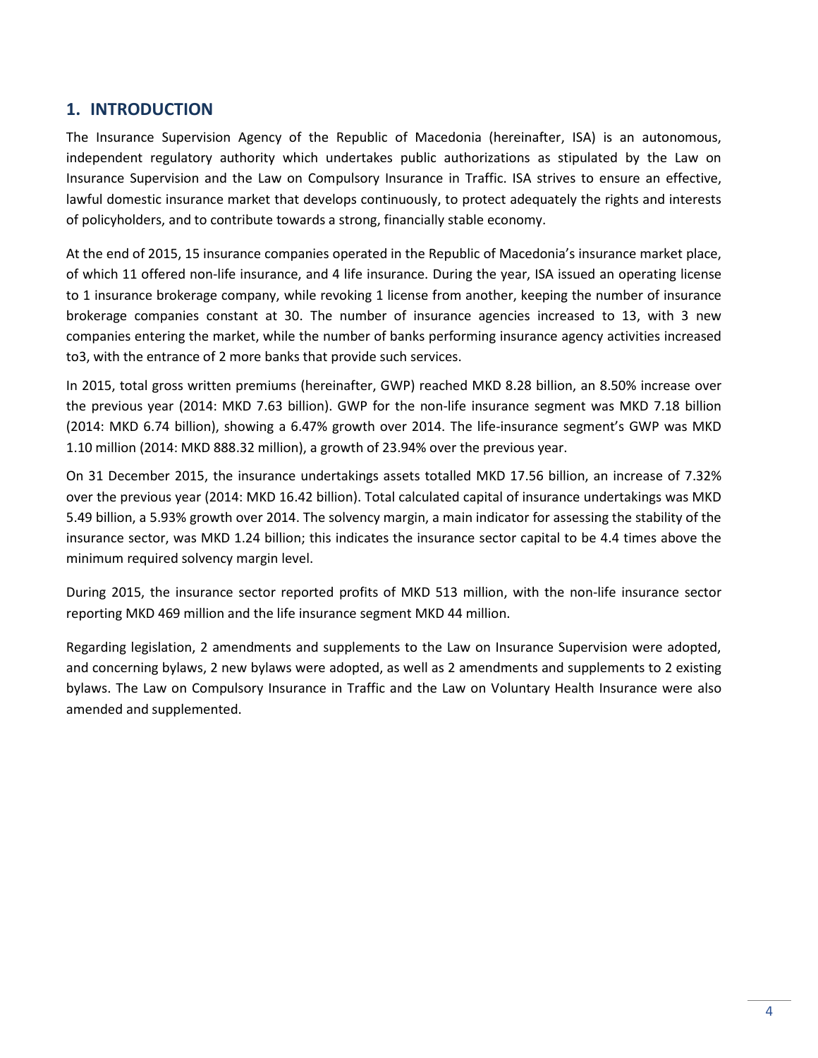## 1. INTRODUCTION

The Insurance Supervision Agency of the Republic of Macedonia (hereinafter, ISA) is an autonomous, independent regulatory authority which undertakes public authorizations as stipulated by the Law on Insurance Supervision and the Law on Compulsory Insurance in Traffic. ISA strives to ensure an effective, lawful domestic insurance market that develops continuously, to protect adequately the rights and interests of policyholders, and to contribute towards a strong, financially stable economy.

At the end of 2015, 15 insurance companies operated in the Republic of Macedonia's insurance market place, of which 11 offered non-life insurance, and 4 life insurance. During the year, ISA issued an operating license to 1 insurance brokerage company, while revoking 1 license from another, keeping the number of insurance brokerage companies constant at 30. The number of insurance agencies increased to 13, with 3 new companies entering the market, while the number of banks performing insurance agency activities increased to3, with the entrance of 2 more banks that provide such services.

In 2015, total gross written premiums (hereinafter, GWP) reached MKD 8.28 billion, an 8.50% increase over the previous year (2014: MKD 7.63 billion). GWP for the non-life insurance segment was MKD 7.18 billion (2014: MKD 6.74 billion), showing a 6.47% growth over 2014. The life-insurance segment's GWP was MKD 1.10 million (2014: MKD 888.32 million), a growth of 23.94% over the previous year.

On 31 December 2015, the insurance undertakings assets totalled MKD 17.56 billion, an increase of 7.32% over the previous year (2014: MKD 16.42 billion). Total calculated capital of insurance undertakings was MKD 5.49 billion, a 5.93% growth over 2014. The solvency margin, a main indicator for assessing the stability of the insurance sector, was MKD 1.24 billion; this indicates the insurance sector capital to be 4.4 times above the minimum required solvency margin level.

During 2015, the insurance sector reported profits of MKD 513 million, with the non-life insurance sector reporting MKD 469 million and the life insurance segment MKD 44 million.

Regarding legislation, 2 amendments and supplements to the Law on Insurance Supervision were adopted, and concerning bylaws, 2 new bylaws were adopted, as well as 2 amendments and supplements to 2 existing bylaws. The Law on Compulsory Insurance in Traffic and the Law on Voluntary Health Insurance were also amended and supplemented.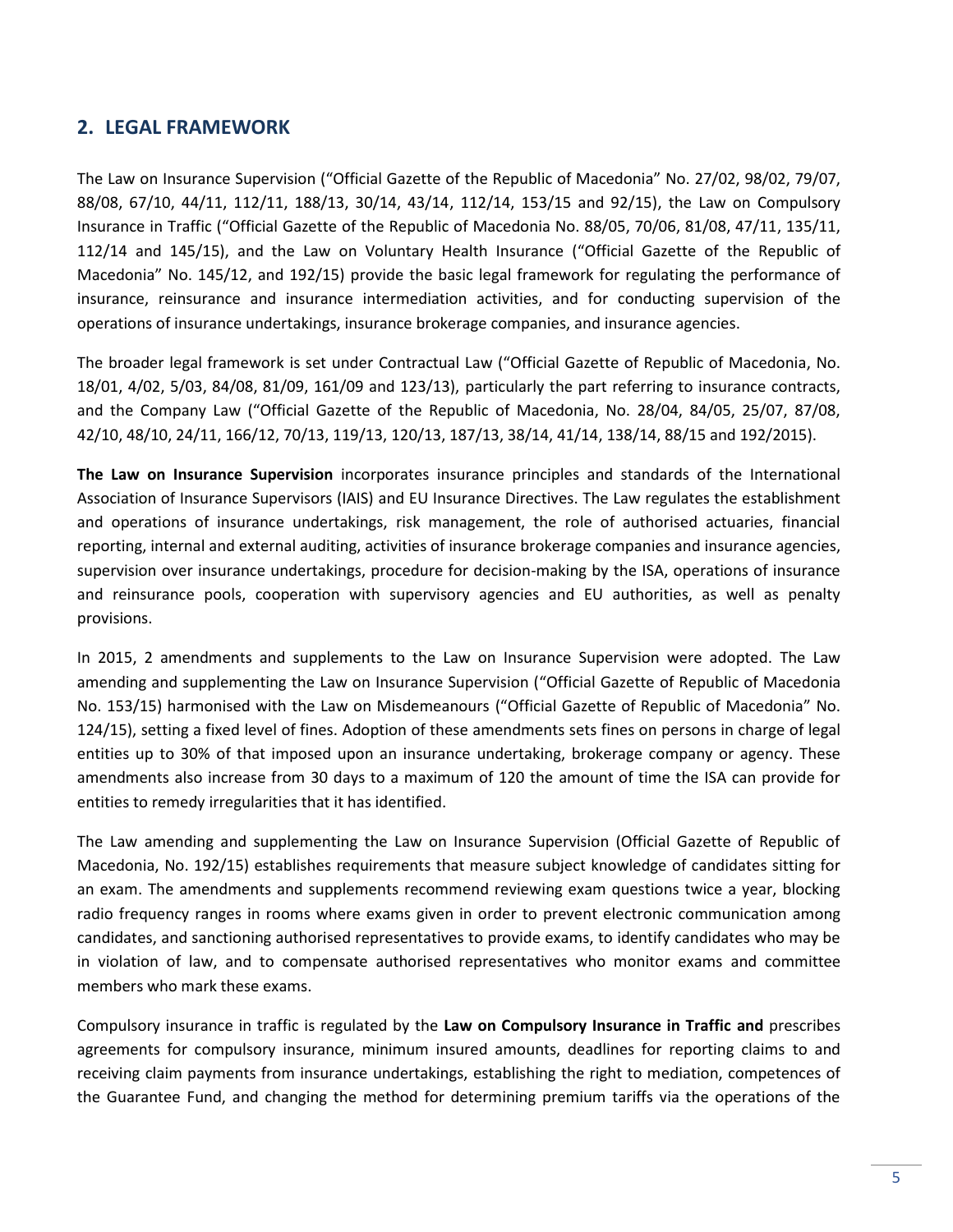## 2. LEGAL FRAMEWORK

The Law on Insurance Supervision ("Official Gazette of the Republic of Macedonia" No. 27/02, 98/02, 79/07, 88/08, 67/10, 44/11, 112/11, 188/13, 30/14, 43/14, 112/14, 153/15 and 92/15), the Law on Compulsory Insurance in Traffic ("Official Gazette of the Republic of Macedonia No. 88/05, 70/06, 81/08, 47/11, 135/11, 112/14 and 145/15), and the Law on Voluntary Health Insurance ("Official Gazette of the Republic of Macedonia" No. 145/12, and 192/15) provide the basic legal framework for regulating the performance of insurance, reinsurance and insurance intermediation activities, and for conducting supervision of the operations of insurance undertakings, insurance brokerage companies, and insurance agencies.

The broader legal framework is set under Contractual Law ("Official Gazette of Republic of Macedonia, No. 18/01, 4/02, 5/03, 84/08, 81/09, 161/09 and 123/13), particularly the part referring to insurance contracts, and the Company Law ("Official Gazette of the Republic of Macedonia, No. 28/04, 84/05, 25/07, 87/08, 42/10, 48/10, 24/11, 166/12, 70/13, 119/13, 120/13, 187/13, 38/14, 41/14, 138/14, 88/15 and 192/2015).

**The Law on Insurance Supervision** incorporates insurance principles and standards of the International Association of Insurance Supervisors (IAIS) and EU Insurance Directives. The Law regulates the establishment and operations of insurance undertakings, risk management, the role of authorised actuaries, financial reporting, internal and external auditing, activities of insurance brokerage companies and insurance agencies, supervision over insurance undertakings, procedure for decision-making by the ISA, operations of insurance and reinsurance pools, cooperation with supervisory agencies and EU authorities, as well as penalty provisions.

In 2015, 2 amendments and supplements to the Law on Insurance Supervision were adopted. The Law amending and supplementing the Law on Insurance Supervision ("Official Gazette of Republic of Macedonia No. 153/15) harmonised with the Law on Misdemeanours ("Official Gazette of Republic of Macedonia" No. 124/15), setting a fixed level of fines. Adoption of these amendments sets fines on persons in charge of legal entities up to 30% of that imposed upon an insurance undertaking, brokerage company or agency. These amendments also increase from 30 days to a maximum of 120 the amount of time the ISA can provide for entities to remedy irregularities that it has identified.

The Law amending and supplementing the Law on Insurance Supervision (Official Gazette of Republic of Macedonia, No. 192/15) establishes requirements that measure subject knowledge of candidates sitting for an exam. The amendments and supplements recommend reviewing exam questions twice a year, blocking radio frequency ranges in rooms where exams given in order to prevent electronic communication among candidates, and sanctioning authorised representatives to provide exams, to identify candidates who may be in violation of law, and to compensate authorised representatives who monitor exams and committee members who mark these exams.

Compulsory insurance in traffic is regulated by the **Law on Compulsory Insurance in Traffic and** prescribes agreements for compulsory insurance, minimum insured amounts, deadlines for reporting claims to and receiving claim payments from insurance undertakings, establishing the right to mediation, competences of the Guarantee Fund, and changing the method for determining premium tariffs via the operations of the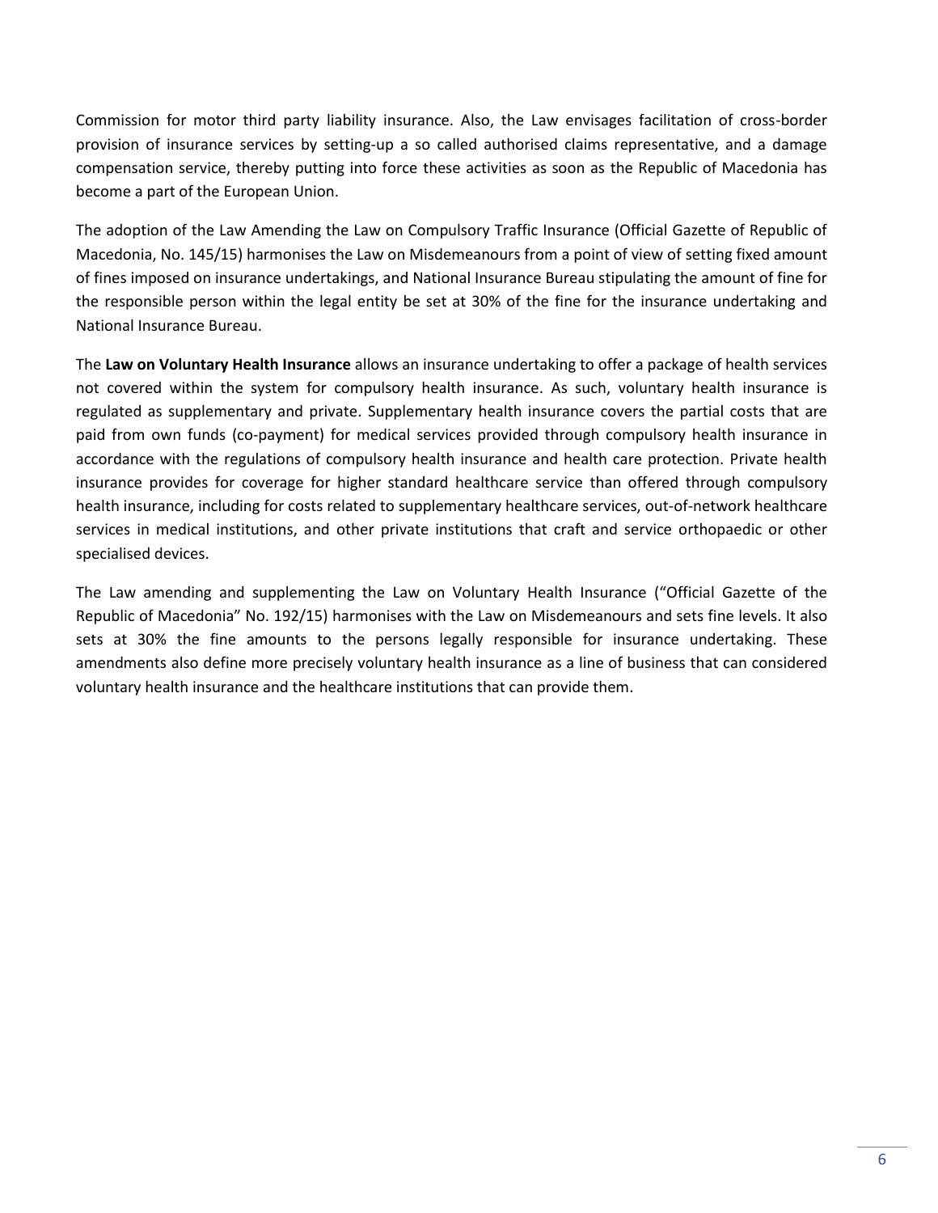Commission for motor third party liability insurance. Also, the Law envisages facilitation of cross-border provision of insurance services by setting-up a so called authorised claims representative, and a damage compensation service, thereby putting into force these activities as soon as the Republic of Macedonia has become a part of the European Union.

The adoption of the Law Amending the Law on Compulsory Traffic Insurance (Official Gazette of Republic of Macedonia, No. 145/15) harmonises the Law on Misdemeanours from a point of view of setting fixed amount of fines imposed on insurance undertakings, and National Insurance Bureau stipulating the amount of fine for the responsible person within the legal entity be set at 30% of the fine for the insurance undertaking and National Insurance Bureau.

The **Law on Voluntary Health Insurance** allows an insurance undertaking to offer a package of health services not covered within the system for compulsory health insurance. As such, voluntary health insurance is regulated as supplementary and private. Supplementary health insurance covers the partial costs that are paid from own funds (co-payment) for medical services provided through compulsory health insurance in accordance with the regulations of compulsory health insurance and health care protection. Private health insurance provides for coverage for higher standard healthcare service than offered through compulsory health insurance, including for costs related to supplementary healthcare services, out-of-network healthcare services in medical institutions, and other private institutions that craft and service orthopaedic or other specialised devices.

The Law amending and supplementing the Law on Voluntary Health Insurance ("Official Gazette of the Republic of Macedonia" No. 192/15) harmonises with the Law on Misdemeanours and sets fine levels. It also sets at 30% the fine amounts to the persons legally responsible for insurance undertaking. These amendments also define more precisely voluntary health insurance as a line of business that can considered voluntary health insurance and the healthcare institutions that can provide them.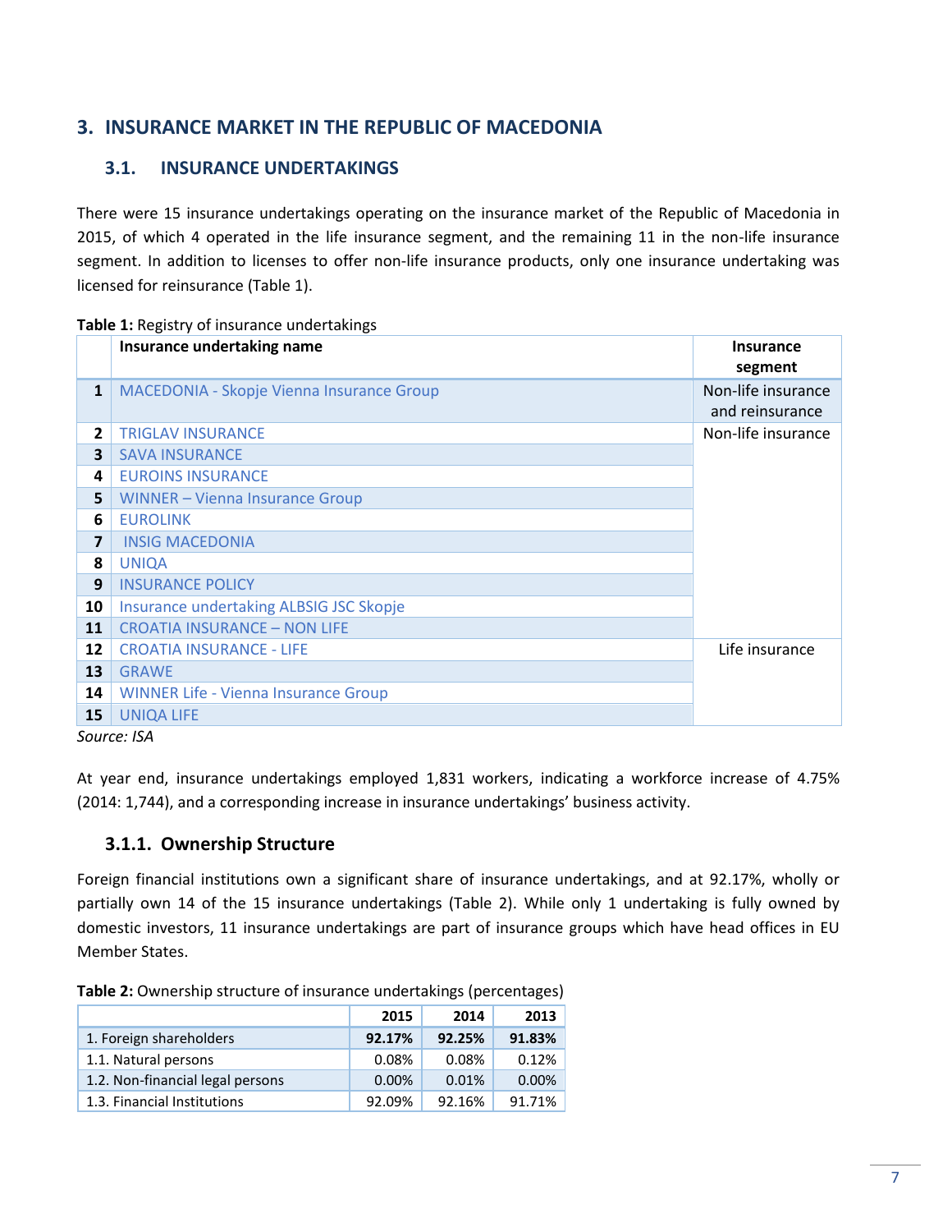# 3. INSURANCE MARKET IN THE REPUBLIC OF MACEDONIA

## 3.1. INSURANCE UNDERTAKINGS

There were 15 insurance undertakings operating on the insurance market of the Republic of Macedonia in 2015, of which 4 operated in the life insurance segment, and the remaining 11 in the non-life insurance segment. In addition to licenses to offer non-life insurance products, only one insurance undertaking was licensed for reinsurance (Table 1).

**Table 1:** Registry of insurance undertakings

| | Insurance undertaking name | Insurance segment |
|---|---|---|
| **1** | MACEDONIA - Skopje Vienna Insurance Group | Non-life insurance and reinsurance |
| **2** | TRIGLAV INSURANCE | Non-life insurance |
| **3** | SAVA INSURANCE | |
| **4** | EUROINS INSURANCE | |
| **5** | WINNER – Vienna Insurance Group | |
| **6** | EUROLINK | |
| **7** | INSIG MACEDONIA | |
| **8** | UNIQA | |
| **9** | INSURANCE POLICY | |
| **10** | Insurance undertaking ALBSIG JSC Skopje | |
| **11** | CROATIA INSURANCE – NON LIFE | |
| **12** | CROATIA INSURANCE - LIFE | Life insurance |
| **13** | GRAWE | |
| **14** | WINNER Life - Vienna Insurance Group | |
| **15** | UNIQA LIFE | |

*Source: ISA*

At year end, insurance undertakings employed 1,831 workers, indicating a workforce increase of 4.75% (2014: 1,744), and a corresponding increase in insurance undertakings' business activity.

### 3.1.1. Ownership Structure

Foreign financial institutions own a significant share of insurance undertakings, and at 92.17%, wholly or partially own 14 of the 15 insurance undertakings (Table 2). While only 1 undertaking is fully owned by domestic investors, 11 insurance undertakings are part of insurance groups which have head offices in EU Member States.

**Table 2:** Ownership structure of insurance undertakings (percentages)

| | 2015 | 2014 | 2013 |
|---|---|---|---|
| 1. Foreign shareholders | **92.17%** | **92.25%** | **91.83%** |
| 1.1. Natural persons | 0.08% | 0.08% | 0.12% |
| 1.2. Non-financial legal persons | 0.00% | 0.01% | 0.00% |
| 1.3. Financial Institutions | 92.09% | 92.16% | 91.71% |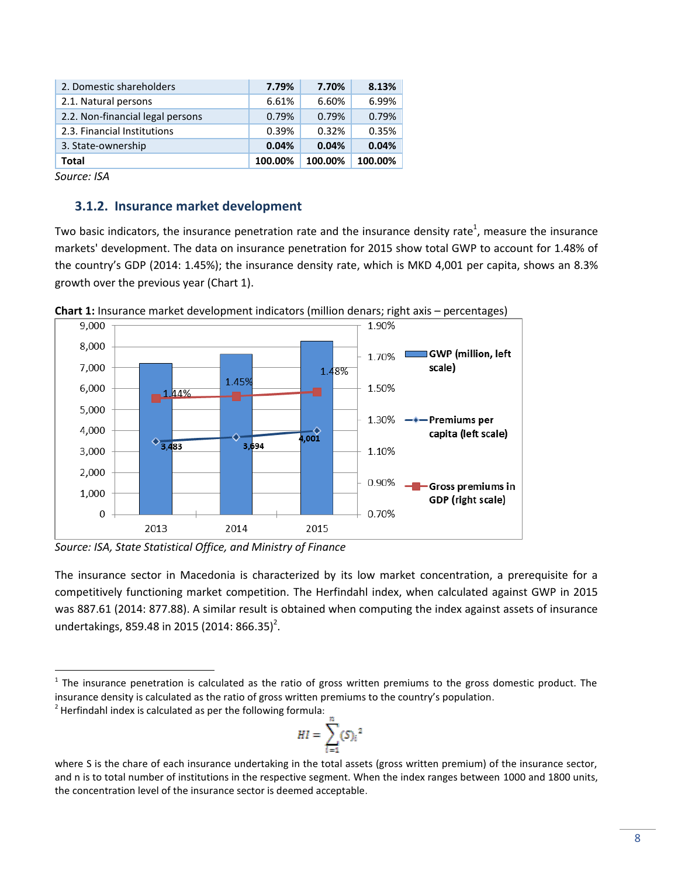| 2. Domestic shareholders | **7.79%** | **7.70%** | **8.13%** |
|---|---|---|---|
| 2.1. Natural persons | 6.61% | 6.60% | 6.99% |
| 2.2. Non-financial legal persons | 0.79% | 0.79% | 0.79% |
| 2.3. Financial Institutions | 0.39% | 0.32% | 0.35% |
| 3. State-ownership | **0.04%** | **0.04%** | **0.04%** |
| **Total** | **100.00%** | **100.00%** | **100.00%** |

*Source: ISA*

### 3.1.2. Insurance market development

Two basic indicators, the insurance penetration rate and the insurance density rate[1], measure the insurance markets' development. The data on insurance penetration for 2015 show total GWP to account for 1.48% of the country's GDP (2014: 1.45%); the insurance density rate, which is MKD 4,001 per capita, shows an 8.3% growth over the previous year (Chart 1).

**Chart 1:** Insurance market development indicators (million denars; right axis – percentages)

| | 2013 | 2014 | 2015 |
|---|---|---|---|
| Premiums per capita (left scale) | 3,483 | 3,694 | 4,001 |
| Gross premiums in GDP (right scale) | 1.44% | 1.45% | 1.48% |

*Source: ISA, State Statistical Office, and Ministry of Finance*

The insurance sector in Macedonia is characterized by its low market concentration, a prerequisite for a competitively functioning market competition. The Herfindahl index, when calculated against GWP in 2015 was 887.61 (2014: 877.88). A similar result is obtained when computing the index against assets of insurance undertakings, 859.48 in 2015 (2014: 866.35)[2].

---

[1] The insurance penetration is calculated as the ratio of gross written premiums to the gross domestic product. The insurance density is calculated as the ratio of gross written premiums to the country's population.

[2] Herfindahl index is calculated as per the following formula:

$$HI = \sum_{i=1}^{n} (S)_i^2$$

where S is the chare of each insurance undertaking in the total assets (gross written premium) of the insurance sector, and n is to total number of institutions in the respective segment. When the index ranges between 1000 and 1800 units, the concentration level of the insurance sector is deemed acceptable.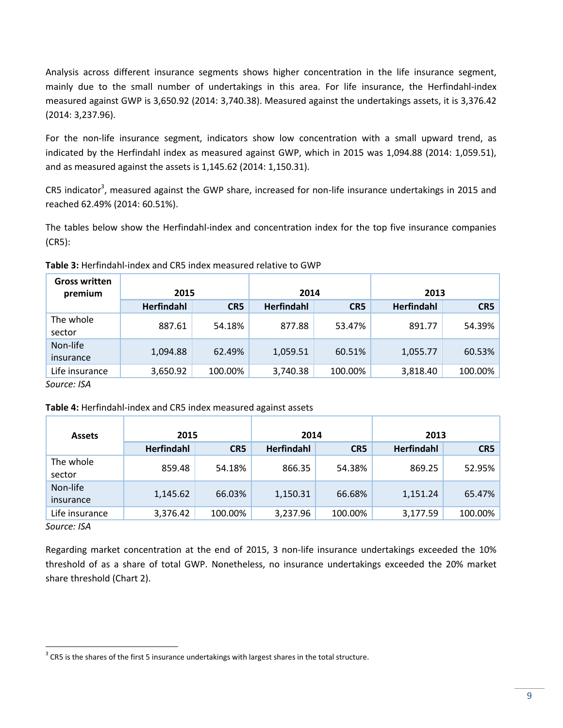Analysis across different insurance segments shows higher concentration in the life insurance segment, mainly due to the small number of undertakings in this area. For life insurance, the Herfindahl-index measured against GWP is 3,650.92 (2014: 3,740.38). Measured against the undertakings assets, it is 3,376.42 (2014: 3,237.96).

For the non-life insurance segment, indicators show low concentration with a small upward trend, as indicated by the Herfindahl index as measured against GWP, which in 2015 was 1,094.88 (2014: 1,059.51), and as measured against the assets is 1,145.62 (2014: 1,150.31).

CR5 indicator[3], measured against the GWP share, increased for non-life insurance undertakings in 2015 and reached 62.49% (2014: 60.51%).

The tables below show the Herfindahl-index and concentration index for the top five insurance companies (CR5):

**Table 3:** Herfindahl-index and CR5 index measured relative to GWP

| Gross written premium | 2015 | | 2014 | | 2013 | |
|---|---|---|---|---|---|---|
| | Herfindahl | CR5 | Herfindahl | CR5 | Herfindahl | CR5 |
| The whole sector | 887.61 | 54.18% | 877.88 | 53.47% | 891.77 | 54.39% |
| Non-life insurance | 1,094.88 | 62.49% | 1,059.51 | 60.51% | 1,055.77 | 60.53% |
| Life insurance | 3,650.92 | 100.00% | 3,740.38 | 100.00% | 3,818.40 | 100.00% |

*Source: ISA*

**Table 4:** Herfindahl-index and CR5 index measured against assets

| Assets | 2015 | | 2014 | | 2013 | |
|---|---|---|---|---|---|---|
| | Herfindahl | CR5 | Herfindahl | CR5 | Herfindahl | CR5 |
| The whole sector | 859.48 | 54.18% | 866.35 | 54.38% | 869.25 | 52.95% |
| Non-life insurance | 1,145.62 | 66.03% | 1,150.31 | 66.68% | 1,151.24 | 65.47% |
| Life insurance | 3,376.42 | 100.00% | 3,237.96 | 100.00% | 3,177.59 | 100.00% |

*Source: ISA*

Regarding market concentration at the end of 2015, 3 non-life insurance undertakings exceeded the 10% threshold of as a share of total GWP. Nonetheless, no insurance undertakings exceeded the 20% market share threshold (Chart 2).

[3] CR5 is the shares of the first 5 insurance undertakings with largest shares in the total structure.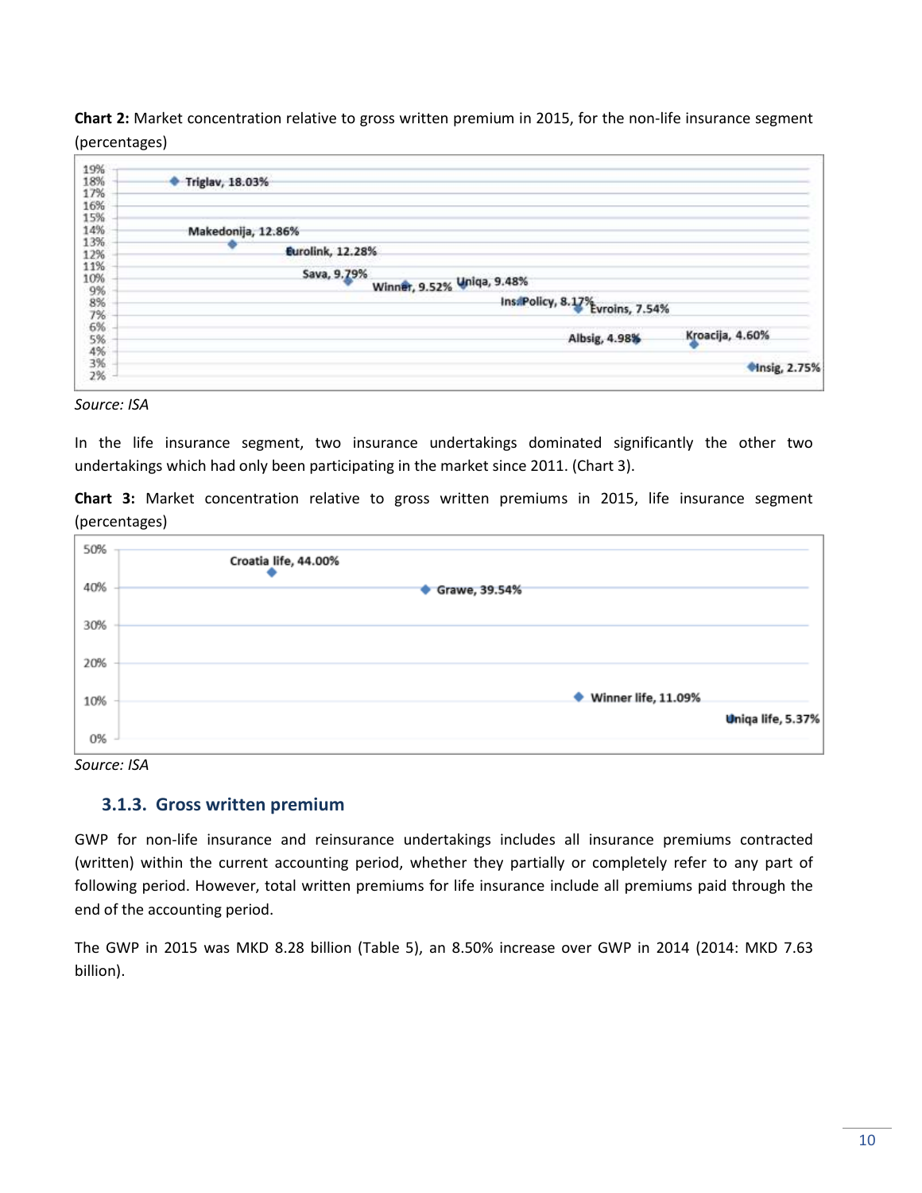**Chart 2:** Market concentration relative to gross written premium in 2015, for the non-life insurance segment (percentages)

| Company | Share |
|---|---|
| Triglav | 18.03% |
| Makedonija | 12.86% |
| Eurolink | 12.28% |
| Sava | 9.79% |
| Winner | 9.52% |
| Uniqa | 9.48% |
| Ins.Policy | 8.17% |
| Evroins | 7.54% |
| Albsig | 4.98% |
| Kroacija | 4.60% |
| Insig | 2.75% |

*Source: ISA*

In the life insurance segment, two insurance undertakings dominated significantly the other two undertakings which had only been participating in the market since 2011. (Chart 3).

**Chart 3:** Market concentration relative to gross written premiums in 2015, life insurance segment (percentages)

| Company | Share |
|---|---|
| Croatia life | 44.00% |
| Grawe | 39.54% |
| Winner life | 11.09% |
| Uniqa life | 5.37% |

*Source: ISA*

### 3.1.3. Gross written premium

GWP for non-life insurance and reinsurance undertakings includes all insurance premiums contracted (written) within the current accounting period, whether they partially or completely refer to any part of following period. However, total written premiums for life insurance include all premiums paid through the end of the accounting period.

The GWP in 2015 was MKD 8.28 billion (Table 5), an 8.50% increase over GWP in 2014 (2014: MKD 7.63 billion).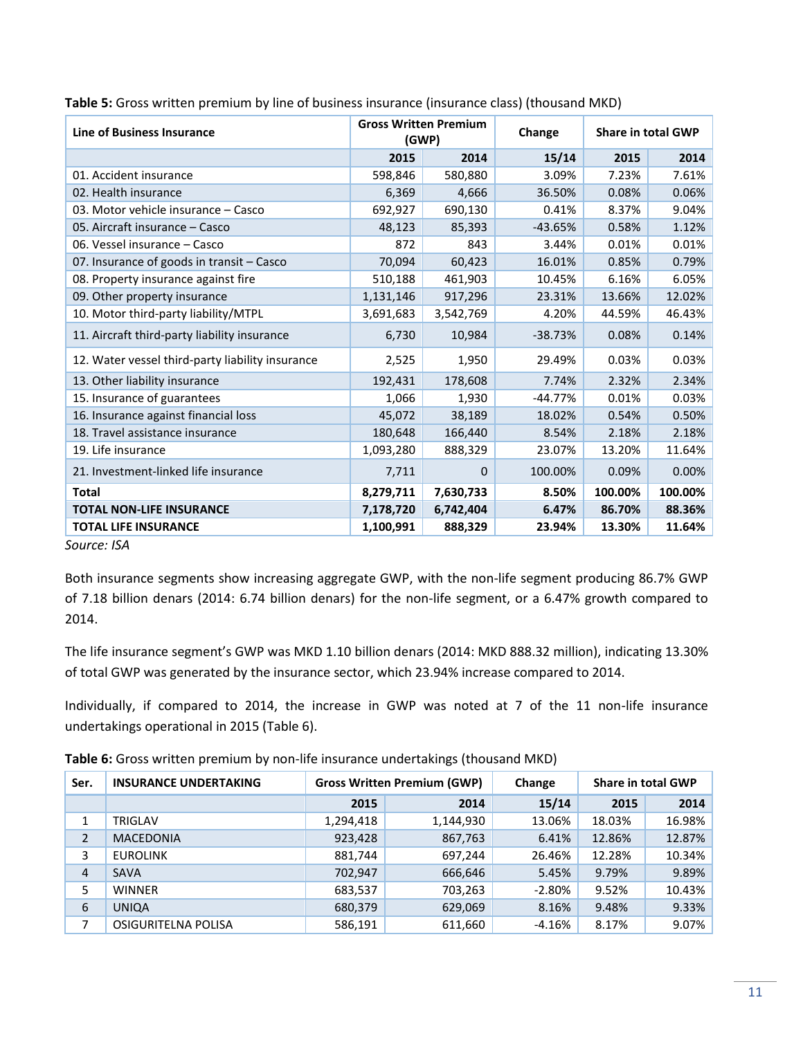**Table 5:** Gross written premium by line of business insurance (insurance class) (thousand MKD)

| Line of Business Insurance | Gross Written Premium (GWP) | | Change | Share in total GWP | |
|---|---|---|---|---|---|
| | 2015 | 2014 | 15/14 | 2015 | 2014 |
| 01. Accident insurance | 598,846 | 580,880 | 3.09% | 7.23% | 7.61% |
| 02. Health insurance | 6,369 | 4,666 | 36.50% | 0.08% | 0.06% |
| 03. Motor vehicle insurance – Casco | 692,927 | 690,130 | 0.41% | 8.37% | 9.04% |
| 05. Aircraft insurance – Casco | 48,123 | 85,393 | -43.65% | 0.58% | 1.12% |
| 06. Vessel insurance – Casco | 872 | 843 | 3.44% | 0.01% | 0.01% |
| 07. Insurance of goods in transit – Casco | 70,094 | 60,423 | 16.01% | 0.85% | 0.79% |
| 08. Property insurance against fire | 510,188 | 461,903 | 10.45% | 6.16% | 6.05% |
| 09. Other property insurance | 1,131,146 | 917,296 | 23.31% | 13.66% | 12.02% |
| 10. Motor third-party liability/MTPL | 3,691,683 | 3,542,769 | 4.20% | 44.59% | 46.43% |
| 11. Aircraft third-party liability insurance | 6,730 | 10,984 | -38.73% | 0.08% | 0.14% |
| 12. Water vessel third-party liability insurance | 2,525 | 1,950 | 29.49% | 0.03% | 0.03% |
| 13. Other liability insurance | 192,431 | 178,608 | 7.74% | 2.32% | 2.34% |
| 15. Insurance of guarantees | 1,066 | 1,930 | -44.77% | 0.01% | 0.03% |
| 16. Insurance against financial loss | 45,072 | 38,189 | 18.02% | 0.54% | 0.50% |
| 18. Travel assistance insurance | 180,648 | 166,440 | 8.54% | 2.18% | 2.18% |
| 19. Life insurance | 1,093,280 | 888,329 | 23.07% | 13.20% | 11.64% |
| 21. Investment-linked life insurance | 7,711 | 0 | 100.00% | 0.09% | 0.00% |
| **Total** | **8,279,711** | **7,630,733** | **8.50%** | **100.00%** | **100.00%** |
| **TOTAL NON-LIFE INSURANCE** | **7,178,720** | **6,742,404** | **6.47%** | **86.70%** | **88.36%** |
| **TOTAL LIFE INSURANCE** | **1,100,991** | **888,329** | **23.94%** | **13.30%** | **11.64%** |

*Source: ISA*

Both insurance segments show increasing aggregate GWP, with the non-life segment producing 86.7% GWP of 7.18 billion denars (2014: 6.74 billion denars) for the non-life segment, or a 6.47% growth compared to 2014.

The life insurance segment's GWP was MKD 1.10 billion denars (2014: MKD 888.32 million), indicating 13.30% of total GWP was generated by the insurance sector, which 23.94% increase compared to 2014.

Individually, if compared to 2014, the increase in GWP was noted at 7 of the 11 non-life insurance undertakings operational in 2015 (Table 6).

**Table 6:** Gross written premium by non-life insurance undertakings (thousand MKD)

| Ser. | INSURANCE UNDERTAKING | Gross Written Premium (GWP) | | Change | Share in total GWP | |
|---|---|---|---|---|---|---|
| | | 2015 | 2014 | 15/14 | 2015 | 2014 |
| 1 | TRIGLAV | 1,294,418 | 1,144,930 | 13.06% | 18.03% | 16.98% |
| 2 | MACEDONIA | 923,428 | 867,763 | 6.41% | 12.86% | 12.87% |
| 3 | EUROLINK | 881,744 | 697,244 | 26.46% | 12.28% | 10.34% |
| 4 | SAVA | 702,947 | 666,646 | 5.45% | 9.79% | 9.89% |
| 5 | WINNER | 683,537 | 703,263 | -2.80% | 9.52% | 10.43% |
| 6 | UNIQA | 680,379 | 629,069 | 8.16% | 9.48% | 9.33% |
| 7 | OSIGURITELNA POLISA | 586,191 | 611,660 | -4.16% | 8.17% | 9.07% |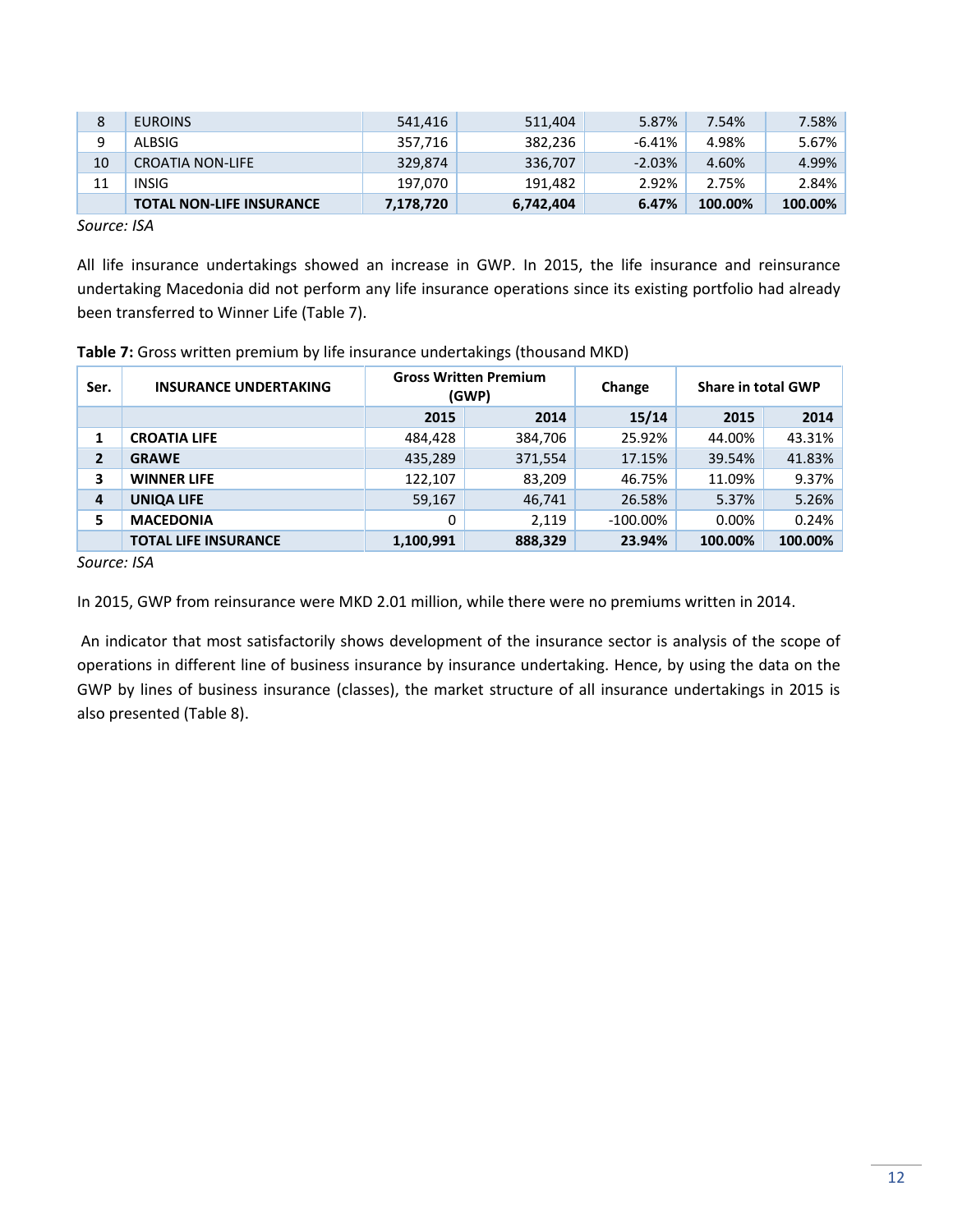| 8 | EUROINS | 541,416 | 511,404 | 5.87% | 7.54% | 7.58% |
|---|---|---|---|---|---|---|
| 9 | ALBSIG | 357,716 | 382,236 | -6.41% | 4.98% | 5.67% |
| 10 | CROATIA NON-LIFE | 329,874 | 336,707 | -2.03% | 4.60% | 4.99% |
| 11 | INSIG | 197,070 | 191,482 | 2.92% | 2.75% | 2.84% |
| | **TOTAL NON-LIFE INSURANCE** | **7,178,720** | **6,742,404** | **6.47%** | **100.00%** | **100.00%** |

*Source: ISA*

All life insurance undertakings showed an increase in GWP. In 2015, the life insurance and reinsurance undertaking Macedonia did not perform any life insurance operations since its existing portfolio had already been transferred to Winner Life (Table 7).

**Table 7:** Gross written premium by life insurance undertakings (thousand MKD)

| Ser. | INSURANCE UNDERTAKING | Gross Written Premium (GWP) | | Change | Share in total GWP | |
|---|---|---|---|---|---|---|
| | | 2015 | 2014 | 15/14 | 2015 | 2014 |
| 1 | **CROATIA LIFE** | 484,428 | 384,706 | 25.92% | 44.00% | 43.31% |
| 2 | **GRAWE** | 435,289 | 371,554 | 17.15% | 39.54% | 41.83% |
| 3 | **WINNER LIFE** | 122,107 | 83,209 | 46.75% | 11.09% | 9.37% |
| 4 | **UNIQA LIFE** | 59,167 | 46,741 | 26.58% | 5.37% | 5.26% |
| 5 | **MACEDONIA** | 0 | 2,119 | -100.00% | 0.00% | 0.24% |
| | **TOTAL LIFE INSURANCE** | **1,100,991** | **888,329** | **23.94%** | **100.00%** | **100.00%** |

*Source: ISA*

In 2015, GWP from reinsurance were MKD 2.01 million, while there were no premiums written in 2014.

An indicator that most satisfactorily shows development of the insurance sector is analysis of the scope of operations in different line of business insurance by insurance undertaking. Hence, by using the data on the GWP by lines of business insurance (classes), the market structure of all insurance undertakings in 2015 is also presented (Table 8).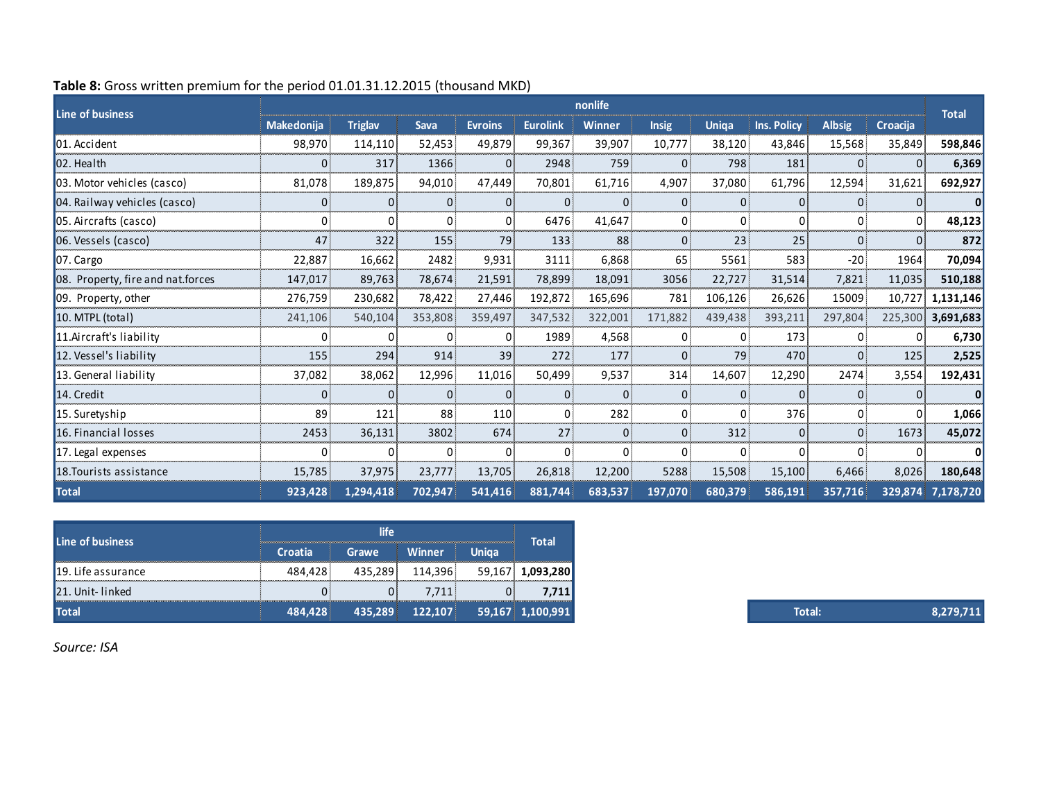**Table 8:** Gross written premium for the period 01.01.31.12.2015 (thousand MKD)

| Line of business | nonlife | | | | | | | | | | | Total |
|---|---|---|---|---|---|---|---|---|---|---|---|---|
| | Makedonija | Triglav | Sava | Evroins | Eurolink | Winner | Insig | Uniqa | Ins. Policy | Albsig | Croacija | |
| 01. Accident | 98,970 | 114,110 | 52,453 | 49,879 | 99,367 | 39,907 | 10,777 | 38,120 | 43,846 | 15,568 | 35,849 | **598,846** |
| 02. Health | 0 | 317 | 1366 | 0 | 2948 | 759 | 0 | 798 | 181 | 0 | 0 | **6,369** |
| 03. Motor vehicles (casco) | 81,078 | 189,875 | 94,010 | 47,449 | 70,801 | 61,716 | 4,907 | 37,080 | 61,796 | 12,594 | 31,621 | **692,927** |
| 04. Railway vehicles (casco) | 0 | 0 | 0 | 0 | 0 | 0 | 0 | 0 | 0 | 0 | 0 | **0** |
| 05. Aircrafts (casco) | 0 | 0 | 0 | 0 | 6476 | 41,647 | 0 | 0 | 0 | 0 | 0 | **48,123** |
| 06. Vessels (casco) | 47 | 322 | 155 | 79 | 133 | 88 | 0 | 23 | 25 | 0 | 0 | **872** |
| 07. Cargo | 22,887 | 16,662 | 2482 | 9,931 | 3111 | 6,868 | 65 | 5561 | 583 | -20 | 1964 | **70,094** |
| 08. Property, fire and nat.forces | 147,017 | 89,763 | 78,674 | 21,591 | 78,899 | 18,091 | 3056 | 22,727 | 31,514 | 7,821 | 11,035 | **510,188** |
| 09. Property, other | 276,759 | 230,682 | 78,422 | 27,446 | 192,872 | 165,696 | 781 | 106,126 | 26,626 | 15009 | 10,727 | **1,131,146** |
| 10. MTPL (total) | 241,106 | 540,104 | 353,808 | 359,497 | 347,532 | 322,001 | 171,882 | 439,438 | 393,211 | 297,804 | 225,300 | **3,691,683** |
| 11.Aircraft's liability | 0 | 0 | 0 | 0 | 1989 | 4,568 | 0 | 0 | 173 | 0 | 0 | **6,730** |
| 12. Vessel's liability | 155 | 294 | 914 | 39 | 272 | 177 | 0 | 79 | 470 | 0 | 125 | **2,525** |
| 13. General liability | 37,082 | 38,062 | 12,996 | 11,016 | 50,499 | 9,537 | 314 | 14,607 | 12,290 | 2474 | 3,554 | **192,431** |
| 14. Credit | 0 | 0 | 0 | 0 | 0 | 0 | 0 | 0 | 0 | 0 | 0 | **0** |
| 15. Suretyship | 89 | 121 | 88 | 110 | 0 | 282 | 0 | 0 | 376 | 0 | 0 | **1,066** |
| 16. Financial losses | 2453 | 36,131 | 3802 | 674 | 27 | 0 | 0 | 312 | 0 | 0 | 1673 | **45,072** |
| 17. Legal expenses | 0 | 0 | 0 | 0 | 0 | 0 | 0 | 0 | 0 | 0 | 0 | **0** |
| 18.Tourists assistance | 15,785 | 37,975 | 23,777 | 13,705 | 26,818 | 12,200 | 5288 | 15,508 | 15,100 | 6,466 | 8,026 | **180,648** |
| **Total** | **923,428** | **1,294,418** | **702,947** | **541,416** | **881,744** | **683,537** | **197,070** | **680,379** | **586,191** | **357,716** | **329,874** | **7,178,720** |

| Line of business | life | | | | Total |
|---|---|---|---|---|---|
| | Croatia | Grawe | Winner | Uniqa | |
| 19. Life assurance | 484,428 | 435,289 | 114,396 | 59,167 | **1,093,280** |
| 21. Unit- linked | 0 | 0 | 7,711 | 0 | **7,711** |
| **Total** | **484,428** | **435,289** | **122,107** | **59,167** | **1,100,991** |

| Total: | 8,279,711 |
|---|---|

*Source: ISA*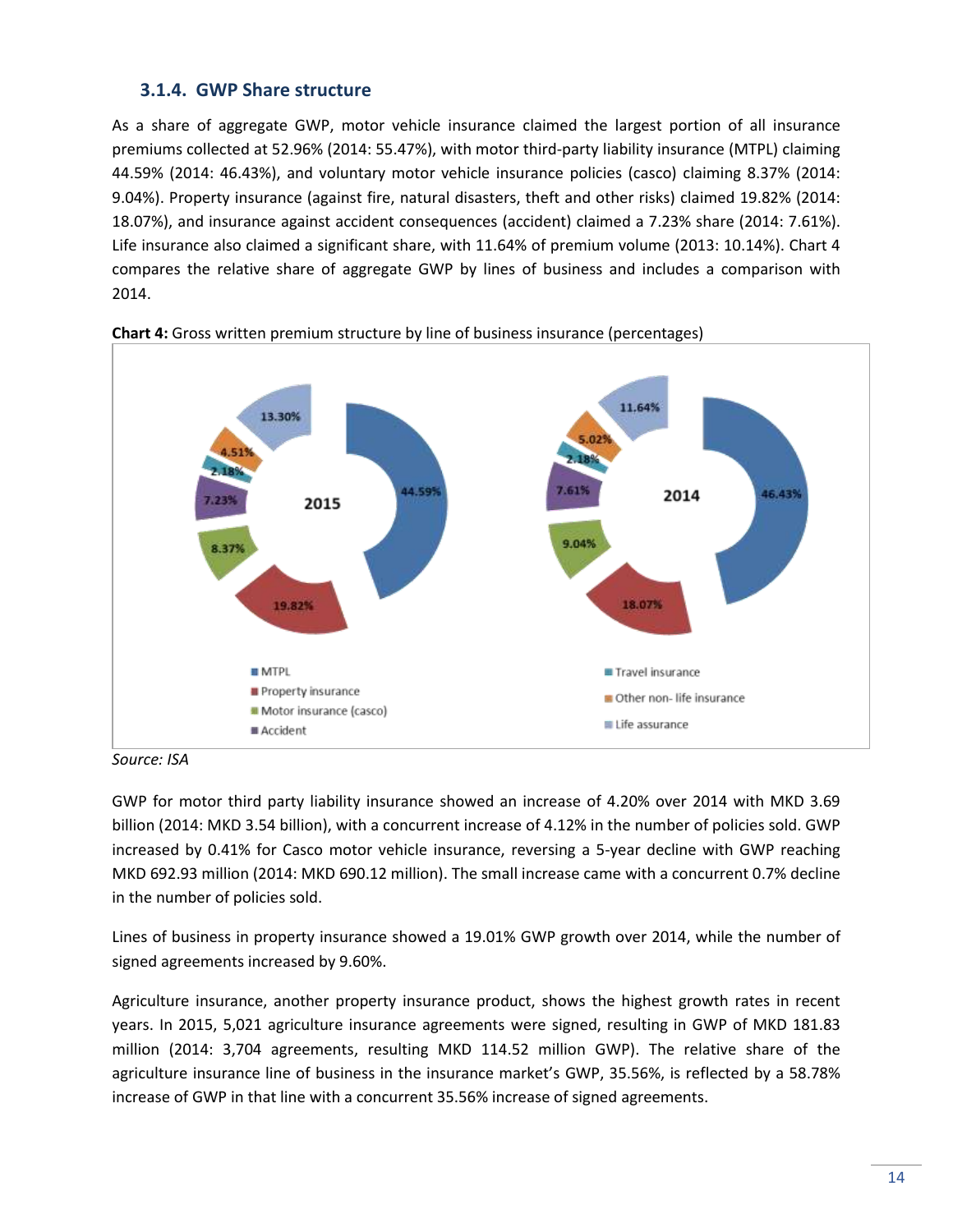### 3.1.4. GWP Share structure

As a share of aggregate GWP, motor vehicle insurance claimed the largest portion of all insurance premiums collected at 52.96% (2014: 55.47%), with motor third-party liability insurance (MTPL) claiming 44.59% (2014: 46.43%), and voluntary motor vehicle insurance policies (casco) claiming 8.37% (2014: 9.04%). Property insurance (against fire, natural disasters, theft and other risks) claimed 19.82% (2014: 18.07%), and insurance against accident consequences (accident) claimed a 7.23% share (2014: 7.61%). Life insurance also claimed a significant share, with 11.64% of premium volume (2013: 10.14%). Chart 4 compares the relative share of aggregate GWP by lines of business and includes a comparison with 2014.

**Chart 4:** Gross written premium structure by line of business insurance (percentages)

| Line of business | 2015 | 2014 |
|---|---|---|
| MTPL | 44.59% | 46.43% |
| Property insurance | 19.82% | 18.07% |
| Motor insurance (casco) | 8.37% | 9.04% |
| Accident | 7.23% | 7.61% |
| Travel insurance | 2.18% | 2.18% |
| Other non- life insurance | 4.51% | 5.02% |
| Life assurance | 13.30% | 11.64% |

*Source: ISA*

GWP for motor third party liability insurance showed an increase of 4.20% over 2014 with MKD 3.69 billion (2014: MKD 3.54 billion), with a concurrent increase of 4.12% in the number of policies sold. GWP increased by 0.41% for Casco motor vehicle insurance, reversing a 5-year decline with GWP reaching MKD 692.93 million (2014: MKD 690.12 million). The small increase came with a concurrent 0.7% decline in the number of policies sold.

Lines of business in property insurance showed a 19.01% GWP growth over 2014, while the number of signed agreements increased by 9.60%.

Agriculture insurance, another property insurance product, shows the highest growth rates in recent years. In 2015, 5,021 agriculture insurance agreements were signed, resulting in GWP of MKD 181.83 million (2014: 3,704 agreements, resulting MKD 114.52 million GWP). The relative share of the agriculture insurance line of business in the insurance market's GWP, 35.56%, is reflected by a 58.78% increase of GWP in that line with a concurrent 35.56% increase of signed agreements.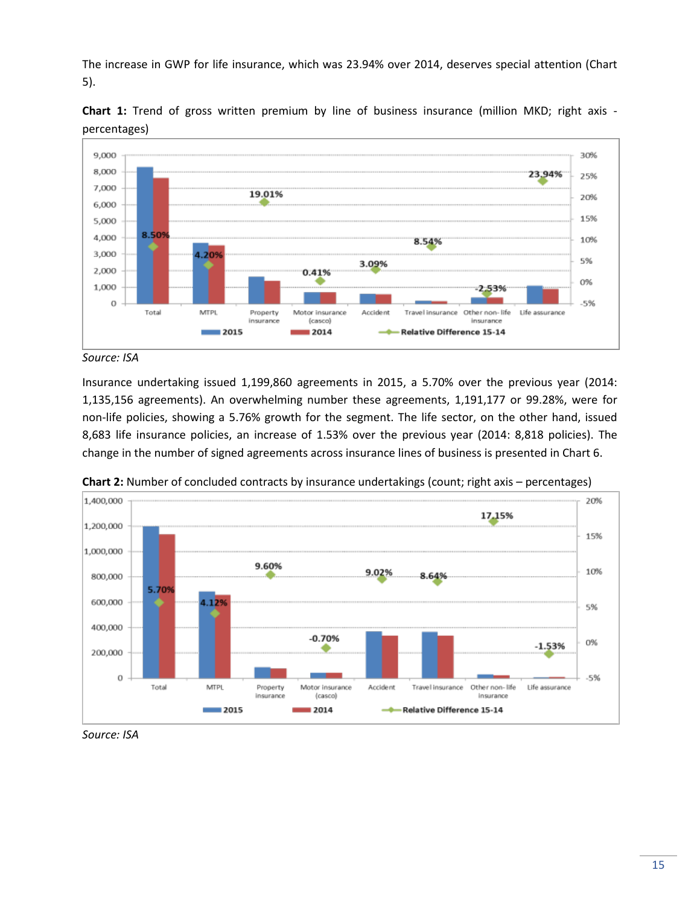The increase in GWP for life insurance, which was 23.94% over 2014, deserves special attention (Chart 5).

**Chart 1:** Trend of gross written premium by line of business insurance (million MKD; right axis - percentages)

*Source: ISA*

Insurance undertaking issued 1,199,860 agreements in 2015, a 5.70% over the previous year (2014: 1,135,156 agreements). An overwhelming number these agreements, 1,191,177 or 99.28%, were for non-life policies, showing a 5.76% growth for the segment. The life sector, on the other hand, issued 8,683 life insurance policies, an increase of 1.53% over the previous year (2014: 8,818 policies). The change in the number of signed agreements across insurance lines of business is presented in Chart 6.

**Chart 2:** Number of concluded contracts by insurance undertakings (count; right axis – percentages)

*Source: ISA*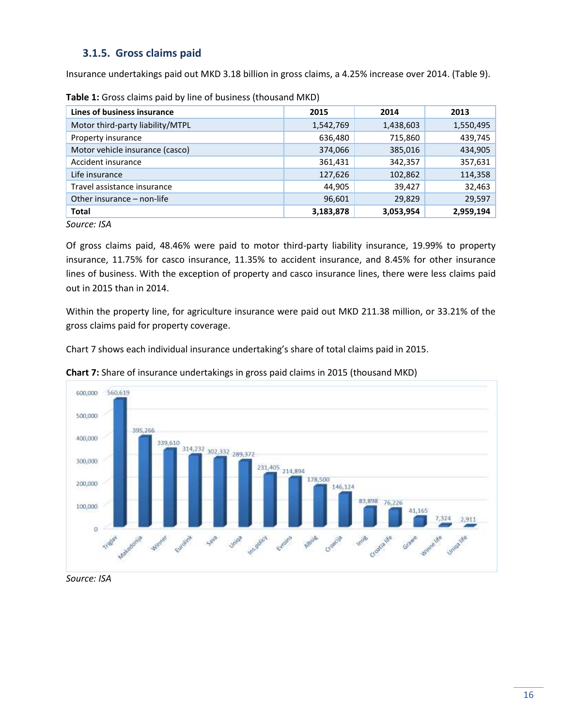### 3.1.5. Gross claims paid

Insurance undertakings paid out MKD 3.18 billion in gross claims, a 4.25% increase over 2014. (Table 9).

**Table 1:** Gross claims paid by line of business (thousand MKD)

| Lines of business insurance | 2015 | 2014 | 2013 |
|---|---|---|---|
| Motor third-party liability/MTPL | 1,542,769 | 1,438,603 | 1,550,495 |
| Property insurance | 636,480 | 715,860 | 439,745 |
| Motor vehicle insurance (casco) | 374,066 | 385,016 | 434,905 |
| Accident insurance | 361,431 | 342,357 | 357,631 |
| Life insurance | 127,626 | 102,862 | 114,358 |
| Travel assistance insurance | 44,905 | 39,427 | 32,463 |
| Other insurance – non-life | 96,601 | 29,829 | 29,597 |
| **Total** | **3,183,878** | **3,053,954** | **2,959,194** |

*Source: ISA*

Of gross claims paid, 48.46% were paid to motor third-party liability insurance, 19.99% to property insurance, 11.75% for casco insurance, 11.35% to accident insurance, and 8.45% for other insurance lines of business. With the exception of property and casco insurance lines, there were less claims paid out in 2015 than in 2014.

Within the property line, for agriculture insurance were paid out MKD 211.38 million, or 33.21% of the gross claims paid for property coverage.

Chart 7 shows each individual insurance undertaking's share of total claims paid in 2015.

**Chart 7:** Share of insurance undertakings in gross paid claims in 2015 (thousand MKD)

| Insurance undertaking | Gross paid claims |
|---|---|
| Triglav | 560,619 |
| Makedonija | 395,266 |
| Winner | 339,610 |
| Eurolink | 314,232 |
| Sava | 302,332 |
| Uniqa | 289,372 |
| Ins.policy | 231,405 |
| Evroins | 214,894 |
| Albsig | 178,500 |
| Croacija | 146,124 |
| Insig | 83,898 |
| Croatia life | 76,226 |
| Grawe | 41,165 |
| Winner life | 7,324 |
| Uniqa life | 2,911 |

*Source: ISA*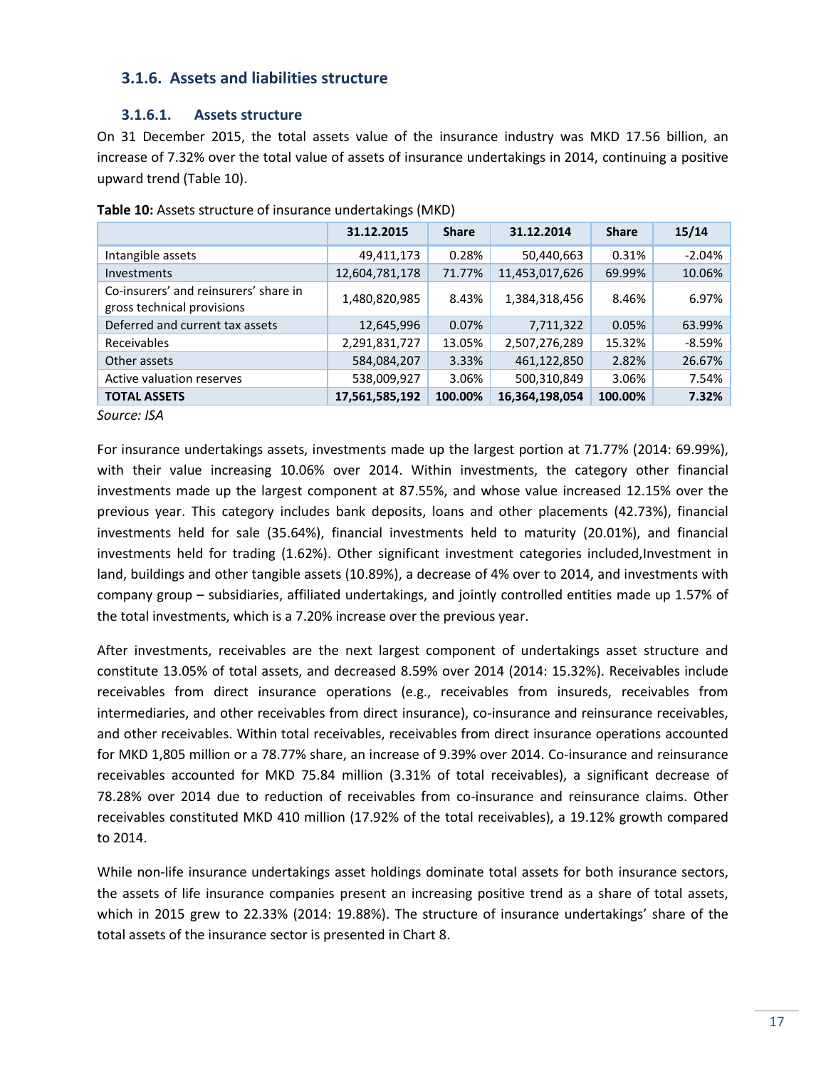### 3.1.6. Assets and liabilities structure

#### 3.1.6.1. Assets structure

On 31 December 2015, the total assets value of the insurance industry was MKD 17.56 billion, an increase of 7.32% over the total value of assets of insurance undertakings in 2014, continuing a positive upward trend (Table 10).

**Table 10:** Assets structure of insurance undertakings (MKD)

| | 31.12.2015 | Share | 31.12.2014 | Share | 15/14 |
|---|---|---|---|---|---|
| Intangible assets | 49,411,173 | 0.28% | 50,440,663 | 0.31% | -2.04% |
| Investments | 12,604,781,178 | 71.77% | 11,453,017,626 | 69.99% | 10.06% |
| Co-insurers' and reinsurers' share in gross technical provisions | 1,480,820,985 | 8.43% | 1,384,318,456 | 8.46% | 6.97% |
| Deferred and current tax assets | 12,645,996 | 0.07% | 7,711,322 | 0.05% | 63.99% |
| Receivables | 2,291,831,727 | 13.05% | 2,507,276,289 | 15.32% | -8.59% |
| Other assets | 584,084,207 | 3.33% | 461,122,850 | 2.82% | 26.67% |
| Active valuation reserves | 538,009,927 | 3.06% | 500,310,849 | 3.06% | 7.54% |
| **TOTAL ASSETS** | **17,561,585,192** | **100.00%** | **16,364,198,054** | **100.00%** | **7.32%** |

*Source: ISA*

For insurance undertakings assets, investments made up the largest portion at 71.77% (2014: 69.99%), with their value increasing 10.06% over 2014. Within investments, the category other financial investments made up the largest component at 87.55%, and whose value increased 12.15% over the previous year. This category includes bank deposits, loans and other placements (42.73%), financial investments held for sale (35.64%), financial investments held to maturity (20.01%), and financial investments held for trading (1.62%). Other significant investment categories included,Investment in land, buildings and other tangible assets (10.89%), a decrease of 4% over to 2014, and investments with company group – subsidiaries, affiliated undertakings, and jointly controlled entities made up 1.57% of the total investments, which is a 7.20% increase over the previous year.

After investments, receivables are the next largest component of undertakings asset structure and constitute 13.05% of total assets, and decreased 8.59% over 2014 (2014: 15.32%). Receivables include receivables from direct insurance operations (e.g., receivables from insureds, receivables from intermediaries, and other receivables from direct insurance), co-insurance and reinsurance receivables, and other receivables. Within total receivables, receivables from direct insurance operations accounted for MKD 1,805 million or a 78.77% share, an increase of 9.39% over 2014. Co-insurance and reinsurance receivables accounted for MKD 75.84 million (3.31% of total receivables), a significant decrease of 78.28% over 2014 due to reduction of receivables from co-insurance and reinsurance claims. Other receivables constituted MKD 410 million (17.92% of the total receivables), a 19.12% growth compared to 2014.

While non-life insurance undertakings asset holdings dominate total assets for both insurance sectors, the assets of life insurance companies present an increasing positive trend as a share of total assets, which in 2015 grew to 22.33% (2014: 19.88%). The structure of insurance undertakings' share of the total assets of the insurance sector is presented in Chart 8.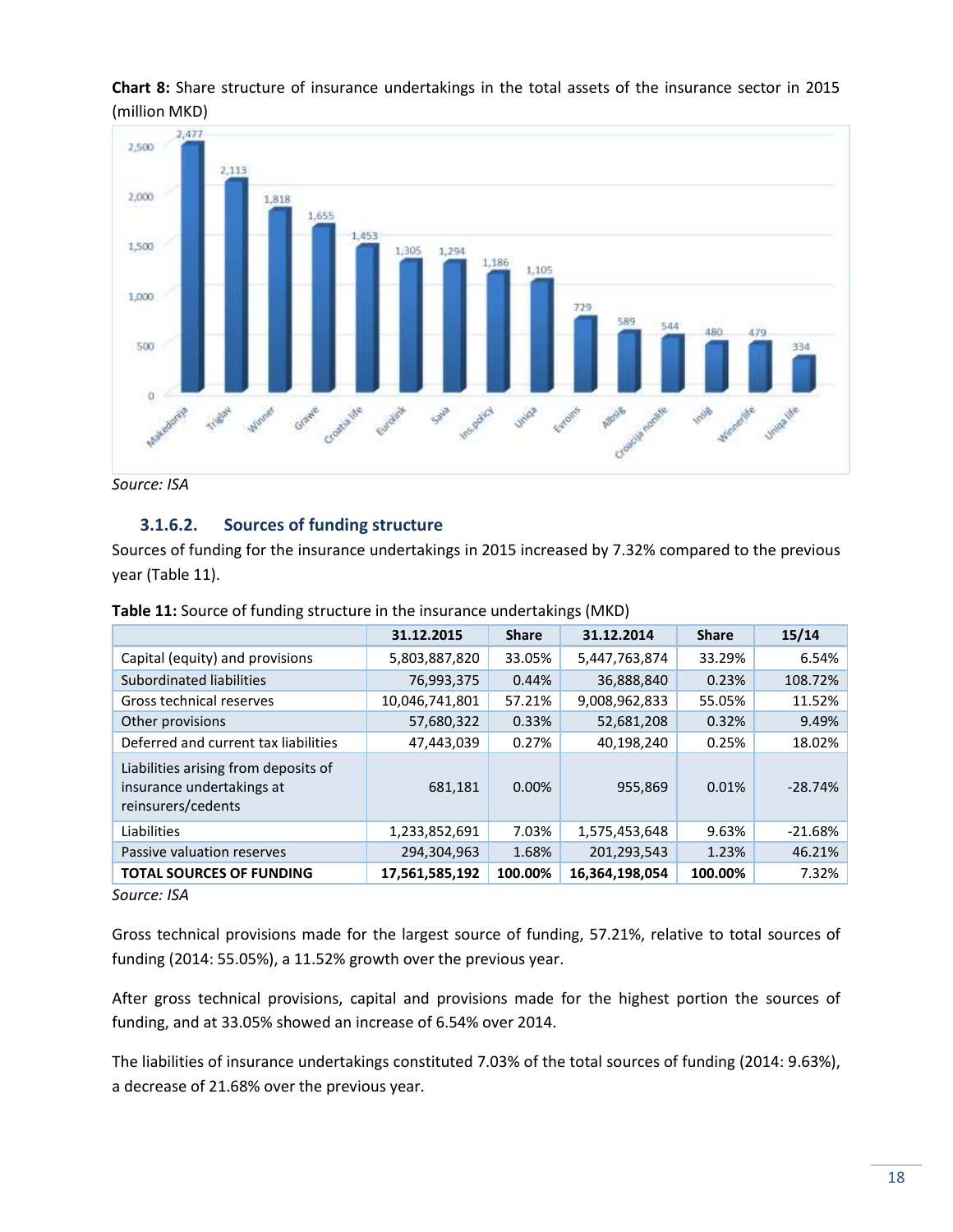**Chart 8:** Share structure of insurance undertakings in the total assets of the insurance sector in 2015 (million MKD)

Source: ISA

### 3.1.6.2. Sources of funding structure

Sources of funding for the insurance undertakings in 2015 increased by 7.32% compared to the previous year (Table 11).

**Table 11:** Source of funding structure in the insurance undertakings (MKD)

| | 31.12.2015 | Share | 31.12.2014 | Share | 15/14 |
|---|---|---|---|---|---|
| Capital (equity) and provisions | 5,803,887,820 | 33.05% | 5,447,763,874 | 33.29% | 6.54% |
| Subordinated liabilities | 76,993,375 | 0.44% | 36,888,840 | 0.23% | 108.72% |
| Gross technical reserves | 10,046,741,801 | 57.21% | 9,008,962,833 | 55.05% | 11.52% |
| Other provisions | 57,680,322 | 0.33% | 52,681,208 | 0.32% | 9.49% |
| Deferred and current tax liabilities | 47,443,039 | 0.27% | 40,198,240 | 0.25% | 18.02% |
| Liabilities arising from deposits of insurance undertakings at reinsurers/cedents | 681,181 | 0.00% | 955,869 | 0.01% | -28.74% |
| Liabilities | 1,233,852,691 | 7.03% | 1,575,453,648 | 9.63% | -21.68% |
| Passive valuation reserves | 294,304,963 | 1.68% | 201,293,543 | 1.23% | 46.21% |
| **TOTAL SOURCES OF FUNDING** | **17,561,585,192** | **100.00%** | **16,364,198,054** | **100.00%** | 7.32% |

*Source: ISA*

Gross technical provisions made for the largest source of funding, 57.21%, relative to total sources of funding (2014: 55.05%), a 11.52% growth over the previous year.

After gross technical provisions, capital and provisions made for the highest portion the sources of funding, and at 33.05% showed an increase of 6.54% over 2014.

The liabilities of insurance undertakings constituted 7.03% of the total sources of funding (2014: 9.63%), a decrease of 21.68% over the previous year.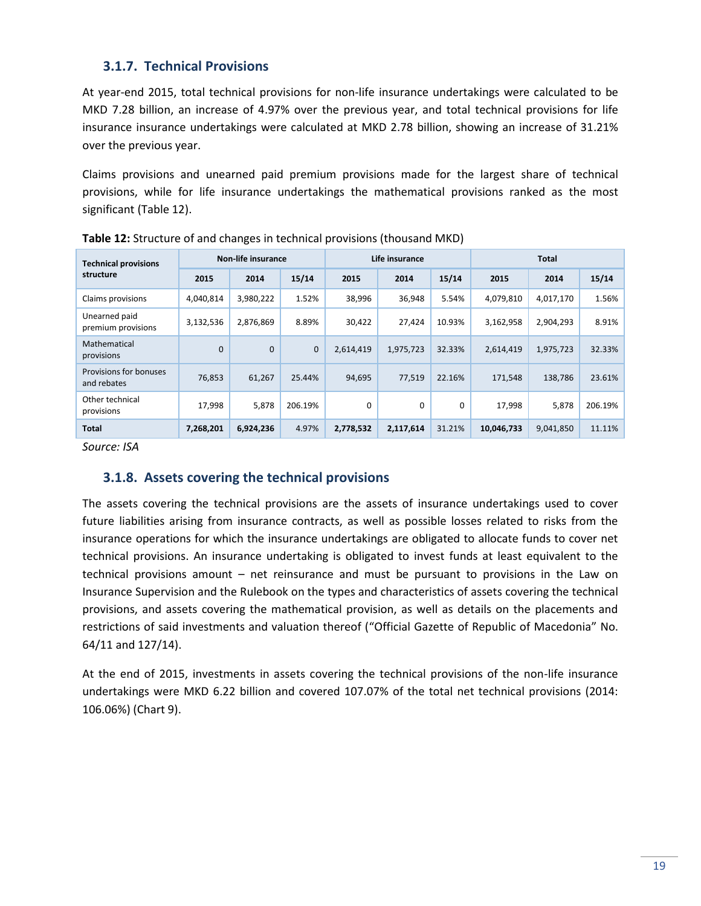### 3.1.7. Technical Provisions

At year-end 2015, total technical provisions for non-life insurance undertakings were calculated to be MKD 7.28 billion, an increase of 4.97% over the previous year, and total technical provisions for life insurance insurance undertakings were calculated at MKD 2.78 billion, showing an increase of 31.21% over the previous year.

Claims provisions and unearned paid premium provisions made for the largest share of technical provisions, while for life insurance undertakings the mathematical provisions ranked as the most significant (Table 12).

**Table 12:** Structure of and changes in technical provisions (thousand MKD)

| Technical provisions structure | Non-life insurance | | | Life insurance | | | Total | | |
|---|---|---|---|---|---|---|---|---|---|
| | 2015 | 2014 | 15/14 | 2015 | 2014 | 15/14 | 2015 | 2014 | 15/14 |
| Claims provisions | 4,040,814 | 3,980,222 | 1.52% | 38,996 | 36,948 | 5.54% | 4,079,810 | 4,017,170 | 1.56% |
| Unearned paid premium provisions | 3,132,536 | 2,876,869 | 8.89% | 30,422 | 27,424 | 10.93% | 3,162,958 | 2,904,293 | 8.91% |
| Mathematical provisions | 0 | 0 | 0 | 2,614,419 | 1,975,723 | 32.33% | 2,614,419 | 1,975,723 | 32.33% |
| Provisions for bonuses and rebates | 76,853 | 61,267 | 25.44% | 94,695 | 77,519 | 22.16% | 171,548 | 138,786 | 23.61% |
| Other technical provisions | 17,998 | 5,878 | 206.19% | 0 | 0 | 0 | 17,998 | 5,878 | 206.19% |
| **Total** | **7,268,201** | **6,924,236** | 4.97% | **2,778,532** | **2,117,614** | 31.21% | **10,046,733** | 9,041,850 | 11.11% |

*Source: ISA*

### 3.1.8. Assets covering the technical provisions

The assets covering the technical provisions are the assets of insurance undertakings used to cover future liabilities arising from insurance contracts, as well as possible losses related to risks from the insurance operations for which the insurance undertakings are obligated to allocate funds to cover net technical provisions. An insurance undertaking is obligated to invest funds at least equivalent to the technical provisions amount – net reinsurance and must be pursuant to provisions in the Law on Insurance Supervision and the Rulebook on the types and characteristics of assets covering the technical provisions, and assets covering the mathematical provision, as well as details on the placements and restrictions of said investments and valuation thereof ("Official Gazette of Republic of Macedonia" No. 64/11 and 127/14).

At the end of 2015, investments in assets covering the technical provisions of the non-life insurance undertakings were MKD 6.22 billion and covered 107.07% of the total net technical provisions (2014: 106.06%) (Chart 9).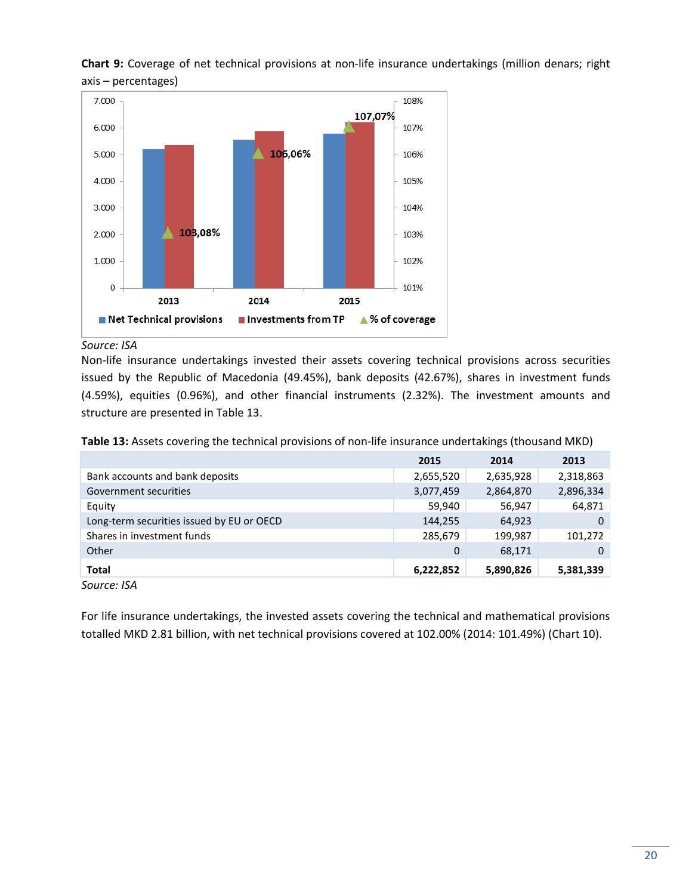**Chart 9:** Coverage of net technical provisions at non-life insurance undertakings (million denars; right axis – percentages)

*Source: ISA*

Non-life insurance undertakings invested their assets covering technical provisions across securities issued by the Republic of Macedonia (49.45%), bank deposits (42.67%), shares in investment funds (4.59%), equities (0.96%), and other financial instruments (2.32%). The investment amounts and structure are presented in Table 13.

**Table 13:** Assets covering the technical provisions of non-life insurance undertakings (thousand MKD)

| | 2015 | 2014 | 2013 |
|---|---|---|---|
| Bank accounts and bank deposits | 2,655,520 | 2,635,928 | 2,318,863 |
| Government securities | 3,077,459 | 2,864,870 | 2,896,334 |
| Equity | 59,940 | 56,947 | 64,871 |
| Long-term securities issued by EU or OECD | 144,255 | 64,923 | 0 |
| Shares in investment funds | 285,679 | 199,987 | 101,272 |
| Other | 0 | 68,171 | 0 |
| **Total** | **6,222,852** | **5,890,826** | **5,381,339** |

*Source: ISA*

For life insurance undertakings, the invested assets covering the technical and mathematical provisions totalled MKD 2.81 billion, with net technical provisions covered at 102.00% (2014: 101.49%) (Chart 10).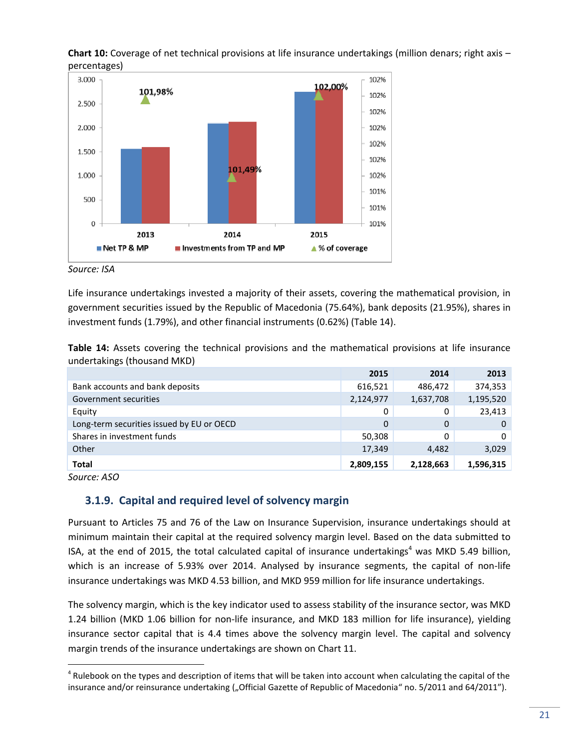**Chart 10:** Coverage of net technical provisions at life insurance undertakings (million denars; right axis – percentages)

*Source: ISA*

Life insurance undertakings invested a majority of their assets, covering the mathematical provision, in government securities issued by the Republic of Macedonia (75.64%), bank deposits (21.95%), shares in investment funds (1.79%), and other financial instruments (0.62%) (Table 14).

**Table 14:** Assets covering the technical provisions and the mathematical provisions at life insurance undertakings (thousand MKD)

| | 2015 | 2014 | 2013 |
|---|---|---|---|
| Bank accounts and bank deposits | 616,521 | 486,472 | 374,353 |
| Government securities | 2,124,977 | 1,637,708 | 1,195,520 |
| Equity | 0 | 0 | 23,413 |
| Long-term securities issued by EU or OECD | 0 | 0 | 0 |
| Shares in investment funds | 50,308 | 0 | 0 |
| Other | 17,349 | 4,482 | 3,029 |
| **Total** | **2,809,155** | **2,128,663** | **1,596,315** |

*Source: ASO*

### 3.1.9. Capital and required level of solvency margin

Pursuant to Articles 75 and 76 of the Law on Insurance Supervision, insurance undertakings should at minimum maintain their capital at the required solvency margin level. Based on the data submitted to ISA, at the end of 2015, the total calculated capital of insurance undertakings[4] was MKD 5.49 billion, which is an increase of 5.93% over 2014. Analysed by insurance segments, the capital of non-life insurance undertakings was MKD 4.53 billion, and MKD 959 million for life insurance undertakings.

The solvency margin, which is the key indicator used to assess stability of the insurance sector, was MKD 1.24 billion (MKD 1.06 billion for non-life insurance, and MKD 183 million for life insurance), yielding insurance sector capital that is 4.4 times above the solvency margin level. The capital and solvency margin trends of the insurance undertakings are shown on Chart 11.

[4] Rulebook on the types and description of items that will be taken into account when calculating the capital of the insurance and/or reinsurance undertaking („Official Gazette of Republic of Macedonia" no. 5/2011 and 64/2011").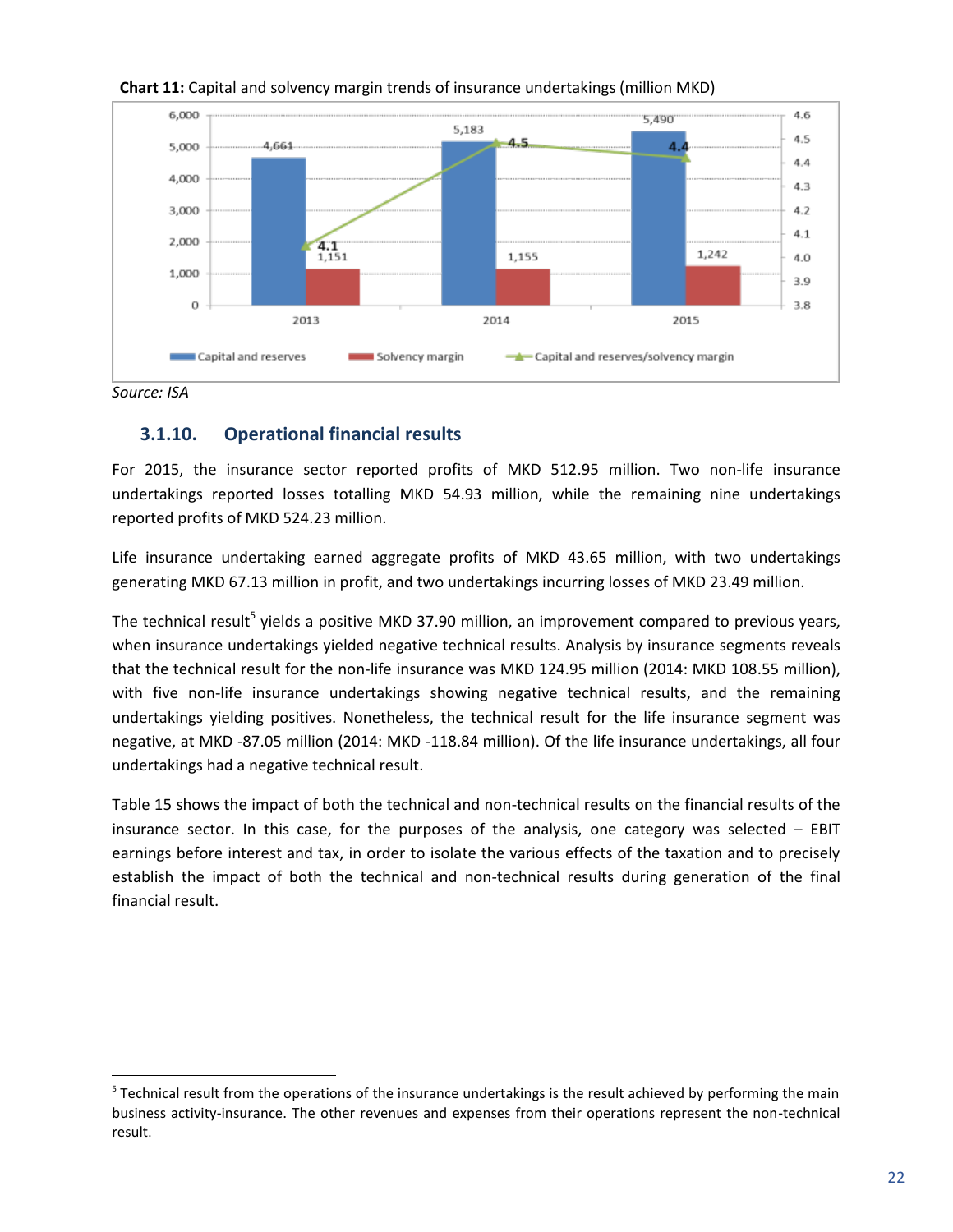**Chart 11:** Capital and solvency margin trends of insurance undertakings (million MKD)

| | 2013 | 2014 | 2015 |
|---|---|---|---|
| Capital and reserves | 4,661 | 5,183 | 5,490 |
| Solvency margin | 1,151 | 1,155 | 1,242 |
| Capital and reserves/solvency margin | 4.1 | 4.5 | 4.4 |

*Source: ISA*

### 3.1.10. Operational financial results

For 2015, the insurance sector reported profits of MKD 512.95 million. Two non-life insurance undertakings reported losses totalling MKD 54.93 million, while the remaining nine undertakings reported profits of MKD 524.23 million.

Life insurance undertaking earned aggregate profits of MKD 43.65 million, with two undertakings generating MKD 67.13 million in profit, and two undertakings incurring losses of MKD 23.49 million.

The technical result[5] yields a positive MKD 37.90 million, an improvement compared to previous years, when insurance undertakings yielded negative technical results. Analysis by insurance segments reveals that the technical result for the non-life insurance was MKD 124.95 million (2014: MKD 108.55 million), with five non-life insurance undertakings showing negative technical results, and the remaining undertakings yielding positives. Nonetheless, the technical result for the life insurance segment was negative, at MKD -87.05 million (2014: MKD -118.84 million). Of the life insurance undertakings, all four undertakings had a negative technical result.

Table 15 shows the impact of both the technical and non-technical results on the financial results of the insurance sector. In this case, for the purposes of the analysis, one category was selected – EBIT earnings before interest and tax, in order to isolate the various effects of the taxation and to precisely establish the impact of both the technical and non-technical results during generation of the final financial result.

[5] Technical result from the operations of the insurance undertakings is the result achieved by performing the main business activity-insurance. The other revenues and expenses from their operations represent the non-technical result.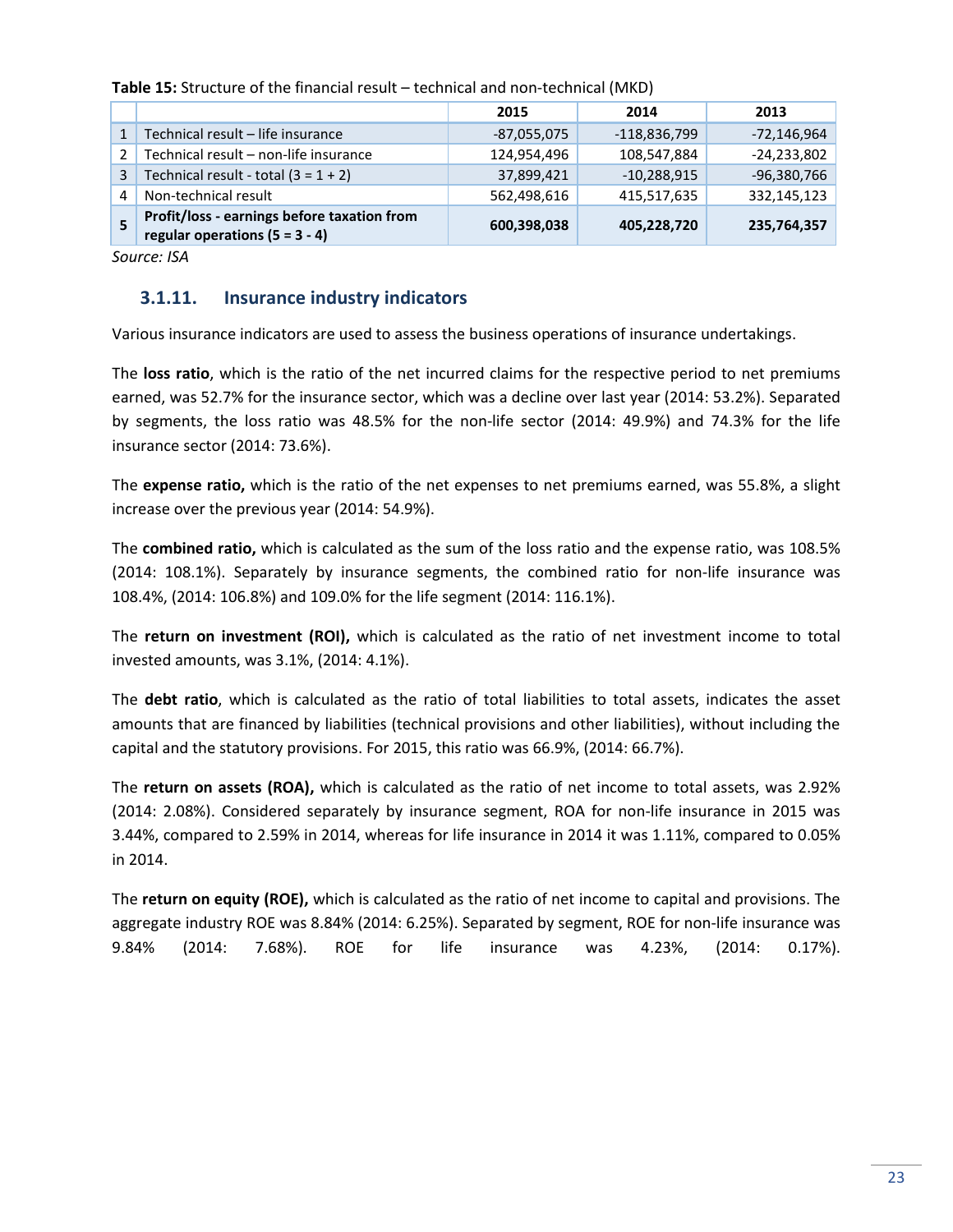**Table 15:** Structure of the financial result – technical and non-technical (MKD)

| | | 2015 | 2014 | 2013 |
|---|---|---|---|---|
| 1 | Technical result – life insurance | -87,055,075 | -118,836,799 | -72,146,964 |
| 2 | Technical result – non-life insurance | 124,954,496 | 108,547,884 | -24,233,802 |
| 3 | Technical result - total (3 = 1 + 2) | 37,899,421 | -10,288,915 | -96,380,766 |
| 4 | Non-technical result | 562,498,616 | 415,517,635 | 332,145,123 |
| **5** | **Profit/loss - earnings before taxation from regular operations (5 = 3 - 4)** | **600,398,038** | **405,228,720** | **235,764,357** |

*Source: ISA*

### 3.1.11. Insurance industry indicators

Various insurance indicators are used to assess the business operations of insurance undertakings.

The **loss ratio**, which is the ratio of the net incurred claims for the respective period to net premiums earned, was 52.7% for the insurance sector, which was a decline over last year (2014: 53.2%). Separated by segments, the loss ratio was 48.5% for the non-life sector (2014: 49.9%) and 74.3% for the life insurance sector (2014: 73.6%).

The **expense ratio,** which is the ratio of the net expenses to net premiums earned, was 55.8%, a slight increase over the previous year (2014: 54.9%).

The **combined ratio,** which is calculated as the sum of the loss ratio and the expense ratio, was 108.5% (2014: 108.1%). Separately by insurance segments, the combined ratio for non-life insurance was 108.4%, (2014: 106.8%) and 109.0% for the life segment (2014: 116.1%).

The **return on investment (ROI),** which is calculated as the ratio of net investment income to total invested amounts, was 3.1%, (2014: 4.1%).

The **debt ratio**, which is calculated as the ratio of total liabilities to total assets, indicates the asset amounts that are financed by liabilities (technical provisions and other liabilities), without including the capital and the statutory provisions. For 2015, this ratio was 66.9%, (2014: 66.7%).

The **return on assets (ROA),** which is calculated as the ratio of net income to total assets, was 2.92% (2014: 2.08%). Considered separately by insurance segment, ROA for non-life insurance in 2015 was 3.44%, compared to 2.59% in 2014, whereas for life insurance in 2014 it was 1.11%, compared to 0.05% in 2014.

The **return on equity (ROE),** which is calculated as the ratio of net income to capital and provisions. The aggregate industry ROE was 8.84% (2014: 6.25%). Separated by segment, ROE for non-life insurance was 9.84% (2014: 7.68%). ROE for life insurance was 4.23%, (2014: 0.17%).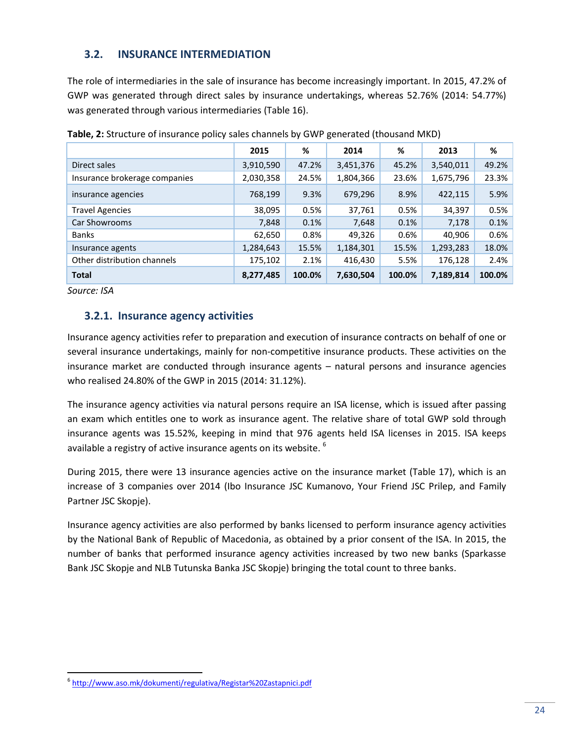## 3.2. INSURANCE INTERMEDIATION

The role of intermediaries in the sale of insurance has become increasingly important. In 2015, 47.2% of GWP was generated through direct sales by insurance undertakings, whereas 52.76% (2014: 54.77%) was generated through various intermediaries (Table 16).

**Table, 2:** Structure of insurance policy sales channels by GWP generated (thousand MKD)

| | 2015 | % | 2014 | % | 2013 | % |
|---|---|---|---|---|---|---|
| Direct sales | 3,910,590 | 47.2% | 3,451,376 | 45.2% | 3,540,011 | 49.2% |
| Insurance brokerage companies | 2,030,358 | 24.5% | 1,804,366 | 23.6% | 1,675,796 | 23.3% |
| insurance agencies | 768,199 | 9.3% | 679,296 | 8.9% | 422,115 | 5.9% |
| Travel Agencies | 38,095 | 0.5% | 37,761 | 0.5% | 34,397 | 0.5% |
| Car Showrooms | 7,848 | 0.1% | 7,648 | 0.1% | 7,178 | 0.1% |
| Banks | 62,650 | 0.8% | 49,326 | 0.6% | 40,906 | 0.6% |
| Insurance agents | 1,284,643 | 15.5% | 1,184,301 | 15.5% | 1,293,283 | 18.0% |
| Other distribution channels | 175,102 | 2.1% | 416,430 | 5.5% | 176,128 | 2.4% |
| **Total** | **8,277,485** | **100.0%** | **7,630,504** | **100.0%** | **7,189,814** | **100.0%** |

*Source: ISA*

### 3.2.1. Insurance agency activities

Insurance agency activities refer to preparation and execution of insurance contracts on behalf of one or several insurance undertakings, mainly for non-competitive insurance products. These activities on the insurance market are conducted through insurance agents – natural persons and insurance agencies who realised 24.80% of the GWP in 2015 (2014: 31.12%).

The insurance agency activities via natural persons require an ISA license, which is issued after passing an exam which entitles one to work as insurance agent. The relative share of total GWP sold through insurance agents was 15.52%, keeping in mind that 976 agents held ISA licenses in 2015. ISA keeps available a registry of active insurance agents on its website. [6]

During 2015, there were 13 insurance agencies active on the insurance market (Table 17), which is an increase of 3 companies over 2014 (Ibo Insurance JSC Kumanovo, Your Friend JSC Prilep, and Family Partner JSC Skopje).

Insurance agency activities are also performed by banks licensed to perform insurance agency activities by the National Bank of Republic of Macedonia, as obtained by a prior consent of the ISA. In 2015, the number of banks that performed insurance agency activities increased by two new banks (Sparkasse Bank JSC Skopje and NLB Tutunska Banka JSC Skopje) bringing the total count to three banks.

[6] http://www.aso.mk/dokumenti/regulativa/Registar%20Zastapnici.pdf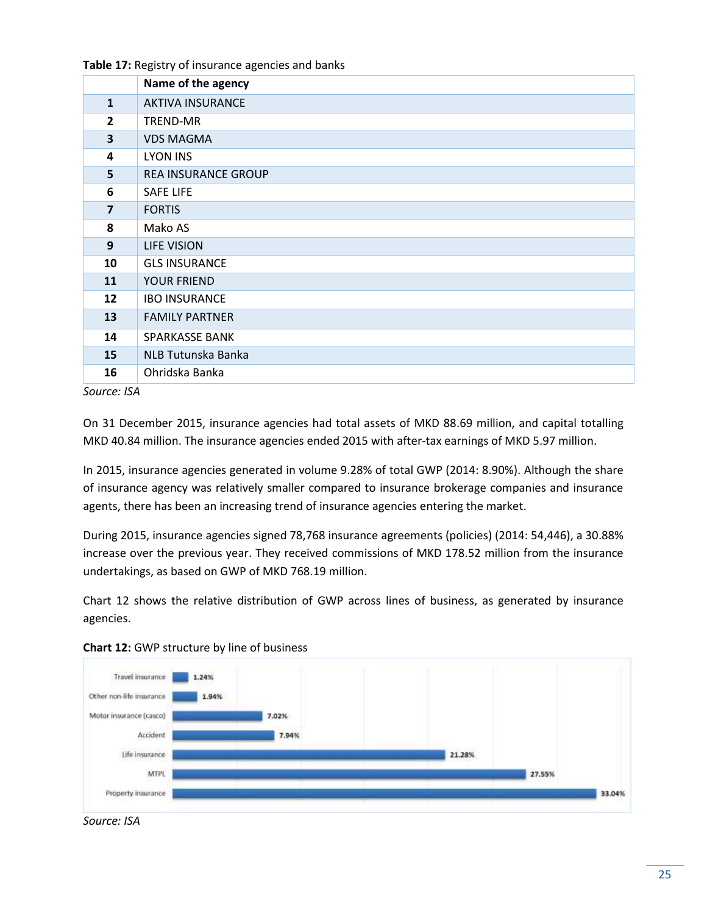**Table 17:** Registry of insurance agencies and banks

| | Name of the agency |
|---|---|
| 1 | AKTIVA INSURANCE |
| 2 | TREND-MR |
| 3 | VDS MAGMA |
| 4 | LYON INS |
| 5 | REA INSURANCE GROUP |
| 6 | SAFE LIFE |
| 7 | FORTIS |
| 8 | Mako AS |
| 9 | LIFE VISION |
| 10 | GLS INSURANCE |
| 11 | YOUR FRIEND |
| 12 | IBO INSURANCE |
| 13 | FAMILY PARTNER |
| 14 | SPARKASSE BANK |
| 15 | NLB Tutunska Banka |
| 16 | Ohridska Banka |

*Source: ISA*

On 31 December 2015, insurance agencies had total assets of MKD 88.69 million, and capital totalling MKD 40.84 million. The insurance agencies ended 2015 with after-tax earnings of MKD 5.97 million.

In 2015, insurance agencies generated in volume 9.28% of total GWP (2014: 8.90%). Although the share of insurance agency was relatively smaller compared to insurance brokerage companies and insurance agents, there has been an increasing trend of insurance agencies entering the market.

During 2015, insurance agencies signed 78,768 insurance agreements (policies) (2014: 54,446), a 30.88% increase over the previous year. They received commissions of MKD 178.52 million from the insurance undertakings, as based on GWP of MKD 768.19 million.

Chart 12 shows the relative distribution of GWP across lines of business, as generated by insurance agencies.

**Chart 12:** GWP structure by line of business

| Line of business | Share |
|---|---|
| Travel insurance | 1.24% |
| Other non-life insurance | 1.94% |
| Motor insurance (casco) | 7.02% |
| Accident | 7.94% |
| Life insurance | 21.28% |
| MTPL | 27.55% |
| Property insurance | 33.04% |

*Source: ISA*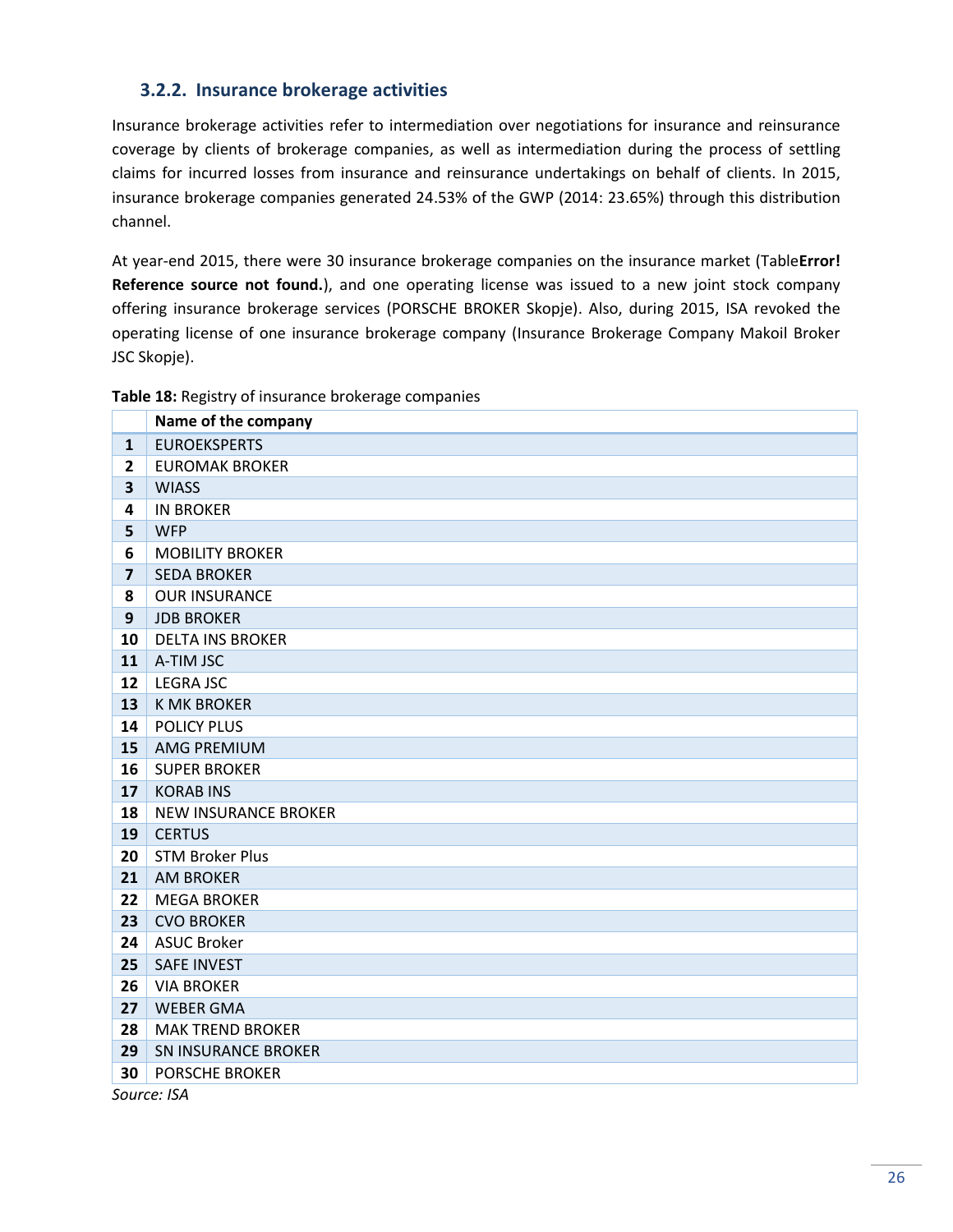### 3.2.2. Insurance brokerage activities

Insurance brokerage activities refer to intermediation over negotiations for insurance and reinsurance coverage by clients of brokerage companies, as well as intermediation during the process of settling claims for incurred losses from insurance and reinsurance undertakings on behalf of clients. In 2015, insurance brokerage companies generated 24.53% of the GWP (2014: 23.65%) through this distribution channel.

At year-end 2015, there were 30 insurance brokerage companies on the insurance market (Table**Error! Reference source not found.**), and one operating license was issued to a new joint stock company offering insurance brokerage services (PORSCHE BROKER Skopje). Also, during 2015, ISA revoked the operating license of one insurance brokerage company (Insurance Brokerage Company Makoil Broker JSC Skopje).

**Table 18:** Registry of insurance brokerage companies

| | Name of the company |
|---|---|
| **1** | EUROEKSPERTS |
| **2** | EUROMAK BROKER |
| **3** | WIASS |
| **4** | IN BROKER |
| **5** | WFP |
| **6** | MOBILITY BROKER |
| **7** | SEDA BROKER |
| **8** | OUR INSURANCE |
| **9** | JDB BROKER |
| **10** | DELTA INS BROKER |
| **11** | A-TIM JSC |
| **12** | LEGRA JSC |
| **13** | K MK BROKER |
| **14** | POLICY PLUS |
| **15** | AMG PREMIUM |
| **16** | SUPER BROKER |
| **17** | KORAB INS |
| **18** | NEW INSURANCE BROKER |
| **19** | CERTUS |
| **20** | STM Broker Plus |
| **21** | AM BROKER |
| **22** | MEGA BROKER |
| **23** | CVO BROKER |
| **24** | ASUC Broker |
| **25** | SAFE INVEST |
| **26** | VIA BROKER |
| **27** | WEBER GMA |
| **28** | MAK TREND BROKER |
| **29** | SN INSURANCE BROKER |
| **30** | PORSCHE BROKER |

*Source: ISA*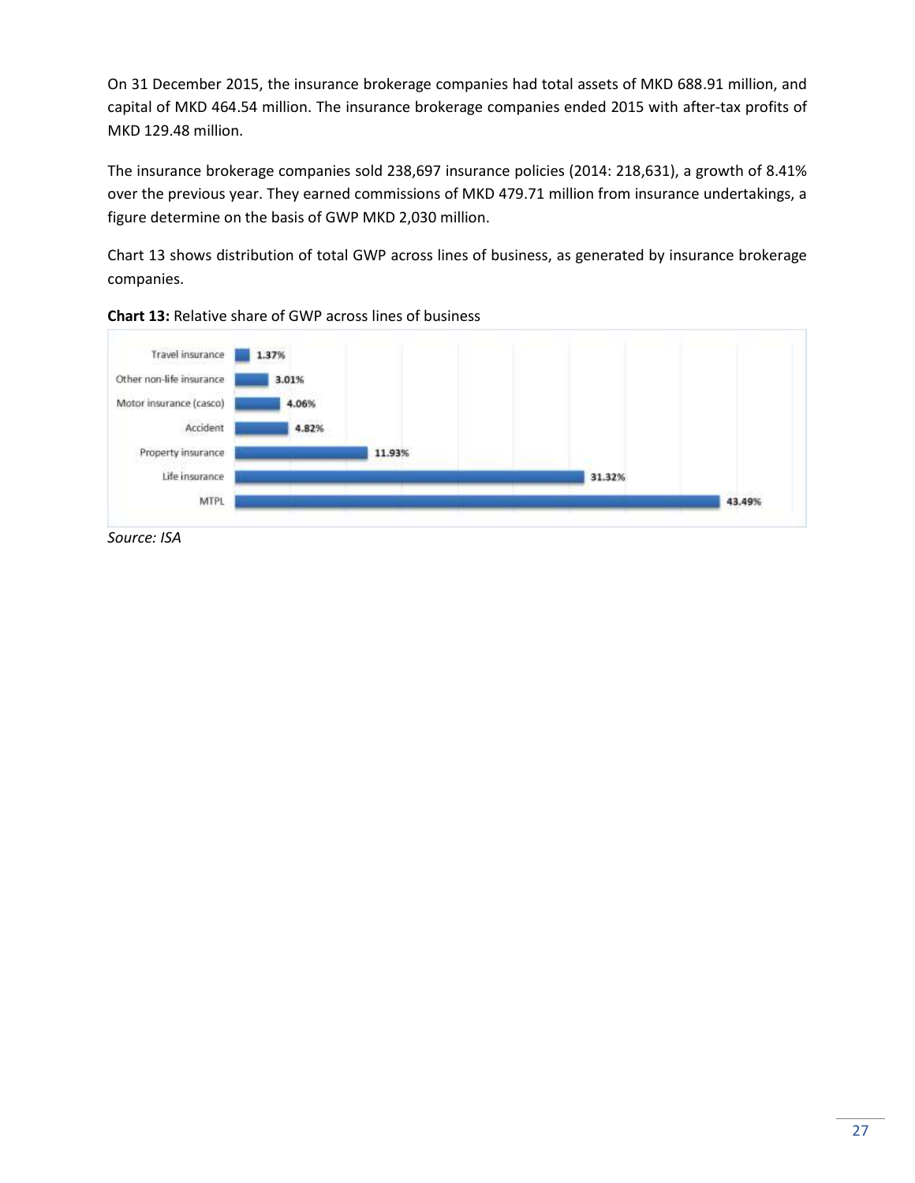On 31 December 2015, the insurance brokerage companies had total assets of MKD 688.91 million, and capital of MKD 464.54 million. The insurance brokerage companies ended 2015 with after-tax profits of MKD 129.48 million.

The insurance brokerage companies sold 238,697 insurance policies (2014: 218,631), a growth of 8.41% over the previous year. They earned commissions of MKD 479.71 million from insurance undertakings, a figure determine on the basis of GWP MKD 2,030 million.

Chart 13 shows distribution of total GWP across lines of business, as generated by insurance brokerage companies.

**Chart 13:** Relative share of GWP across lines of business

| Line of business | Share |
|---|---|
| Travel insurance | 1.37% |
| Other non-life insurance | 3.01% |
| Motor insurance (casco) | 4.06% |
| Accident | 4.82% |
| Property insurance | 11.93% |
| Life insurance | 31.32% |
| MTPL | 43.49% |

*Source: ISA*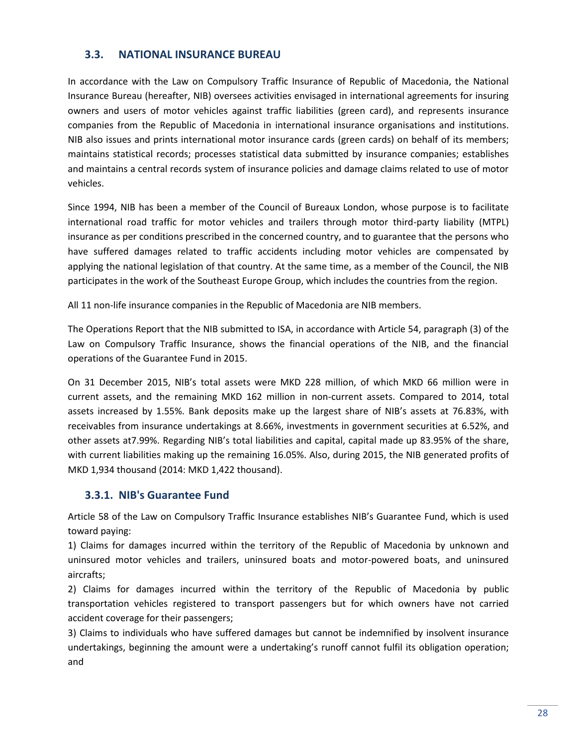## 3.3. NATIONAL INSURANCE BUREAU

In accordance with the Law on Compulsory Traffic Insurance of Republic of Macedonia, the National Insurance Bureau (hereafter, NIB) oversees activities envisaged in international agreements for insuring owners and users of motor vehicles against traffic liabilities (green card), and represents insurance companies from the Republic of Macedonia in international insurance organisations and institutions. NIB also issues and prints international motor insurance cards (green cards) on behalf of its members; maintains statistical records; processes statistical data submitted by insurance companies; establishes and maintains a central records system of insurance policies and damage claims related to use of motor vehicles.

Since 1994, NIB has been a member of the Council of Bureaux London, whose purpose is to facilitate international road traffic for motor vehicles and trailers through motor third-party liability (MTPL) insurance as per conditions prescribed in the concerned country, and to guarantee that the persons who have suffered damages related to traffic accidents including motor vehicles are compensated by applying the national legislation of that country. At the same time, as a member of the Council, the NIB participates in the work of the Southeast Europe Group, which includes the countries from the region.

All 11 non-life insurance companies in the Republic of Macedonia are NIB members.

The Operations Report that the NIB submitted to ISA, in accordance with Article 54, paragraph (3) of the Law on Compulsory Traffic Insurance, shows the financial operations of the NIB, and the financial operations of the Guarantee Fund in 2015.

On 31 December 2015, NIB's total assets were MKD 228 million, of which MKD 66 million were in current assets, and the remaining MKD 162 million in non-current assets. Compared to 2014, total assets increased by 1.55%. Bank deposits make up the largest share of NIB's assets at 76.83%, with receivables from insurance undertakings at 8.66%, investments in government securities at 6.52%, and other assets at7.99%. Regarding NIB's total liabilities and capital, capital made up 83.95% of the share, with current liabilities making up the remaining 16.05%. Also, during 2015, the NIB generated profits of MKD 1,934 thousand (2014: MKD 1,422 thousand).

### 3.3.1. NIB's Guarantee Fund

Article 58 of the Law on Compulsory Traffic Insurance establishes NIB's Guarantee Fund, which is used toward paying:

1) Claims for damages incurred within the territory of the Republic of Macedonia by unknown and uninsured motor vehicles and trailers, uninsured boats and motor-powered boats, and uninsured aircrafts;

2) Claims for damages incurred within the territory of the Republic of Macedonia by public transportation vehicles registered to transport passengers but for which owners have not carried accident coverage for their passengers;

3) Claims to individuals who have suffered damages but cannot be indemnified by insolvent insurance undertakings, beginning the amount were a undertaking's runoff cannot fulfil its obligation operation; and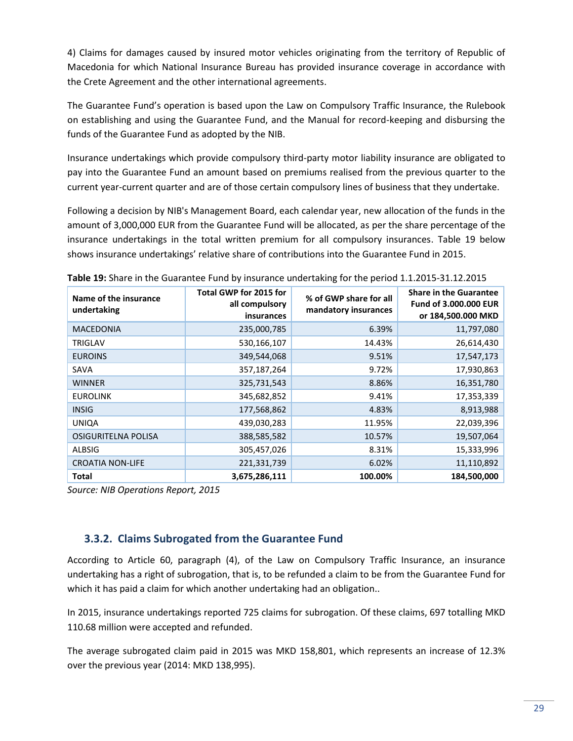4) Claims for damages caused by insured motor vehicles originating from the territory of Republic of Macedonia for which National Insurance Bureau has provided insurance coverage in accordance with the Crete Agreement and the other international agreements.

The Guarantee Fund's operation is based upon the Law on Compulsory Traffic Insurance, the Rulebook on establishing and using the Guarantee Fund, and the Manual for record-keeping and disbursing the funds of the Guarantee Fund as adopted by the NIB.

Insurance undertakings which provide compulsory third-party motor liability insurance are obligated to pay into the Guarantee Fund an amount based on premiums realised from the previous quarter to the current year-current quarter and are of those certain compulsory lines of business that they undertake.

Following a decision by NIB's Management Board, each calendar year, new allocation of the funds in the amount of 3,000,000 EUR from the Guarantee Fund will be allocated, as per the share percentage of the insurance undertakings in the total written premium for all compulsory insurances. Table 19 below shows insurance undertakings' relative share of contributions into the Guarantee Fund in 2015.

**Table 19:** Share in the Guarantee Fund by insurance undertaking for the period 1.1.2015-31.12.2015

| Name of the insurance undertaking | Total GWP for 2015 for all compulsory insurances | % of GWP share for all mandatory insurances | Share in the Guarantee Fund of 3.000.000 EUR or 184,500.000 MKD |
|---|---|---|---|
| MACEDONIA | 235,000,785 | 6.39% | 11,797,080 |
| TRIGLAV | 530,166,107 | 14.43% | 26,614,430 |
| EUROINS | 349,544,068 | 9.51% | 17,547,173 |
| SAVA | 357,187,264 | 9.72% | 17,930,863 |
| WINNER | 325,731,543 | 8.86% | 16,351,780 |
| EUROLINK | 345,682,852 | 9.41% | 17,353,339 |
| INSIG | 177,568,862 | 4.83% | 8,913,988 |
| UNIQA | 439,030,283 | 11.95% | 22,039,396 |
| OSIGURITELNA POLISA | 388,585,582 | 10.57% | 19,507,064 |
| ALBSIG | 305,457,026 | 8.31% | 15,333,996 |
| CROATIA NON-LIFE | 221,331,739 | 6.02% | 11,110,892 |
| **Total** | **3,675,286,111** | **100.00%** | **184,500,000** |

*Source: NIB Operations Report, 2015*

### 3.3.2. Claims Subrogated from the Guarantee Fund

According to Article 60, paragraph (4), of the Law on Compulsory Traffic Insurance, an insurance undertaking has a right of subrogation, that is, to be refunded a claim to be from the Guarantee Fund for which it has paid a claim for which another undertaking had an obligation..

In 2015, insurance undertakings reported 725 claims for subrogation. Of these claims, 697 totalling MKD 110.68 million were accepted and refunded.

The average subrogated claim paid in 2015 was MKD 158,801, which represents an increase of 12.3% over the previous year (2014: MKD 138,995).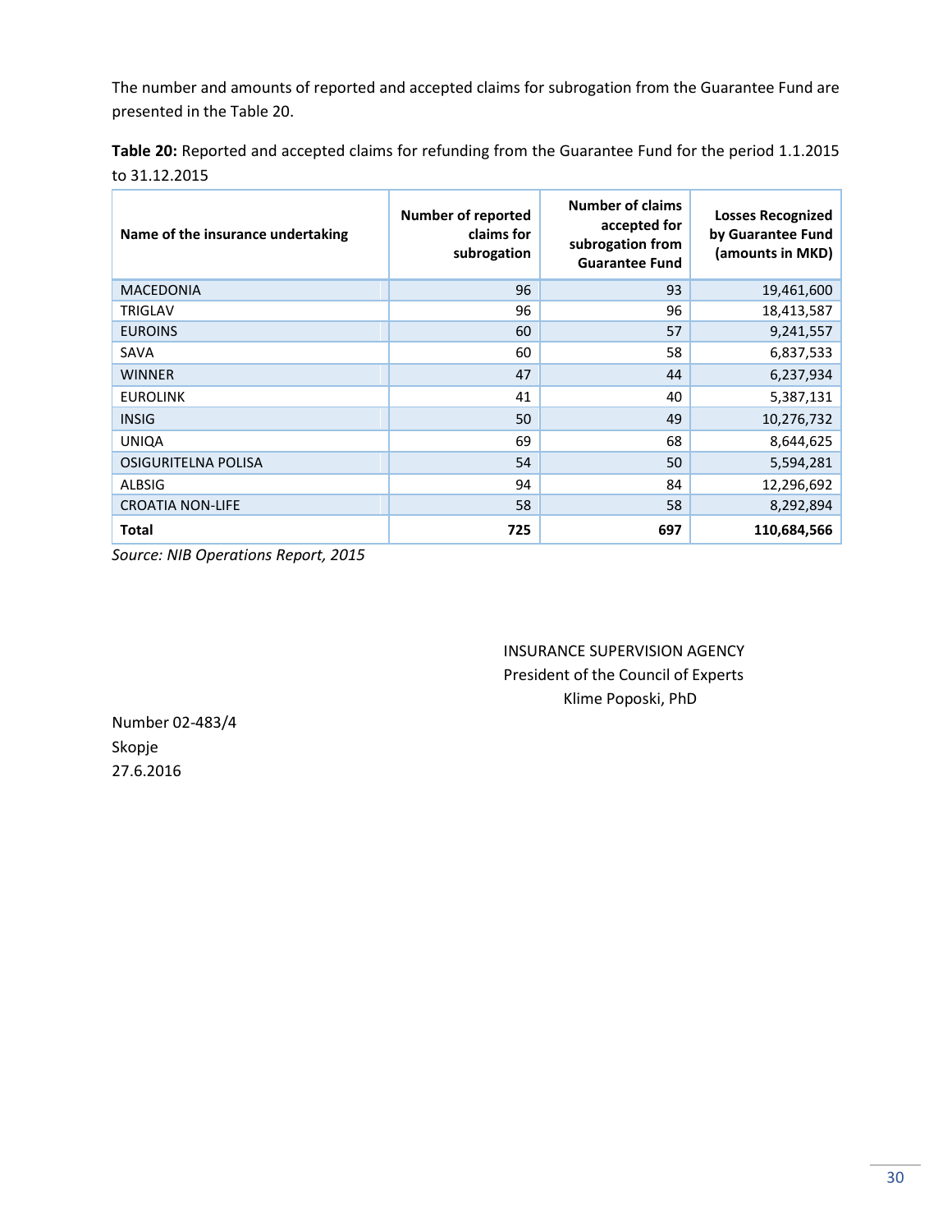The number and amounts of reported and accepted claims for subrogation from the Guarantee Fund are presented in the Table 20.

**Table 20:** Reported and accepted claims for refunding from the Guarantee Fund for the period 1.1.2015 to 31.12.2015

| Name of the insurance undertaking | Number of reported claims for subrogation | Number of claims accepted for subrogation from Guarantee Fund | Losses Recognized by Guarantee Fund (amounts in MKD) |
|---|---|---|---|
| MACEDONIA | 96 | 93 | 19,461,600 |
| TRIGLAV | 96 | 96 | 18,413,587 |
| EUROINS | 60 | 57 | 9,241,557 |
| SAVA | 60 | 58 | 6,837,533 |
| WINNER | 47 | 44 | 6,237,934 |
| EUROLINK | 41 | 40 | 5,387,131 |
| INSIG | 50 | 49 | 10,276,732 |
| UNIQA | 69 | 68 | 8,644,625 |
| OSIGURITELNA POLISA | 54 | 50 | 5,594,281 |
| ALBSIG | 94 | 84 | 12,296,692 |
| CROATIA NON-LIFE | 58 | 58 | 8,292,894 |
| **Total** | **725** | **697** | **110,684,566** |

*Source: NIB Operations Report, 2015*

INSURANCE SUPERVISION AGENCY
President of the Council of Experts
Klime Poposki, PhD

Number 02-483/4
Skopje
27.6.2016